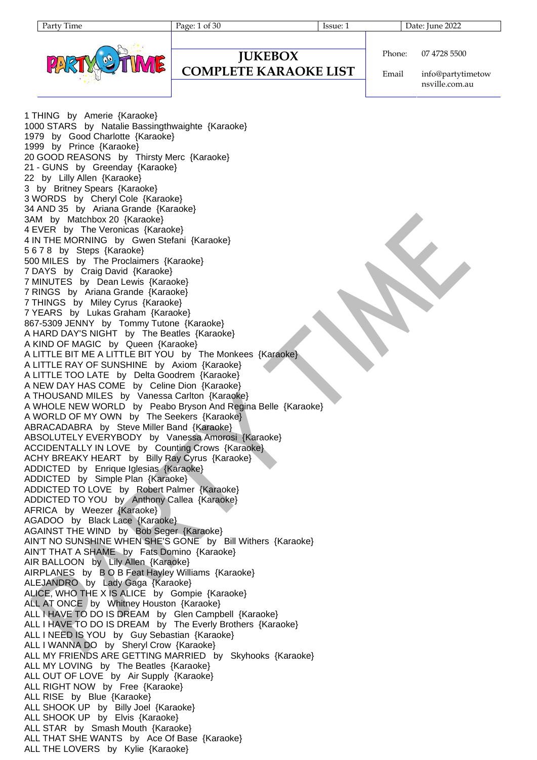# JUKEBOX COMPLETE KARAOKE LIST

Phone: 07 4728 5500

Email: info@partytimetownsville.com.au

1 THING by Amerie {Karaoke}
1000 STARS by Natalie Bassingthwaighte {Karaoke}
1979 by Good Charlotte {Karaoke}
1999 by Prince {Karaoke}
20 GOOD REASONS by Thirsty Merc {Karaoke}
21 - GUNS by Greenday {Karaoke}
22 by Lilly Allen {Karaoke}
3 by Britney Spears {Karaoke}
3 WORDS by Cheryl Cole {Karaoke}
34 AND 35 by Ariana Grande {Karaoke}
3AM by Matchbox 20 {Karaoke}
4 EVER by The Veronicas {Karaoke}
4 IN THE MORNING by Gwen Stefani {Karaoke}
5 6 7 8 by Steps {Karaoke}
500 MILES by The Proclaimers {Karaoke}
7 DAYS by Craig David {Karaoke}
7 MINUTES by Dean Lewis {Karaoke}
7 RINGS by Ariana Grande {Karaoke}
7 THINGS by Miley Cyrus {Karaoke}
7 YEARS by Lukas Graham {Karaoke}
867-5309 JENNY by Tommy Tutone {Karaoke}
A HARD DAY'S NIGHT by The Beatles {Karaoke}
A KIND OF MAGIC by Queen {Karaoke}
A LITTLE BIT ME A LITTLE BIT YOU by The Monkees {Karaoke}
A LITTLE RAY OF SUNSHINE by Axiom {Karaoke}
A LITTLE TOO LATE by Delta Goodrem {Karaoke}
A NEW DAY HAS COME by Celine Dion {Karaoke}
A THOUSAND MILES by Vanessa Carlton {Karaoke}
A WHOLE NEW WORLD by Peabo Bryson And Regina Belle {Karaoke}
A WORLD OF MY OWN by The Seekers {Karaoke}
ABRACADABRA by Steve Miller Band {Karaoke}
ABSOLUTELY EVERYBODY by Vanessa Amorosi {Karaoke}
ACCIDENTALLY IN LOVE by Counting Crows {Karaoke}
ACHY BREAKY HEART by Billy Ray Cyrus {Karaoke}
ADDICTED by Enrique Iglesias {Karaoke}
ADDICTED by Simple Plan {Karaoke}
ADDICTED TO LOVE by Robert Palmer {Karaoke}
ADDICTED TO YOU by Anthony Callea {Karaoke}
AFRICA by Weezer {Karaoke}
AGADOO by Black Lace {Karaoke}
AGAINST THE WIND by Bob Seger {Karaoke}
AIN'T NO SUNSHINE WHEN SHE'S GONE by Bill Withers {Karaoke}
AIN'T THAT A SHAME by Fats Domino {Karaoke}
AIR BALLOON by Lily Allen {Karaoke}
AIRPLANES by B O B Feat Hayley Williams {Karaoke}
ALEJANDRO by Lady Gaga {Karaoke}
ALICE, WHO THE X IS ALICE by Gompie {Karaoke}
ALL AT ONCE by Whitney Houston {Karaoke}
ALL I HAVE TO DO IS DREAM by Glen Campbell {Karaoke}
ALL I HAVE TO DO IS DREAM by The Everly Brothers {Karaoke}
ALL I NEED IS YOU by Guy Sebastian {Karaoke}
ALL I WANNA DO by Sheryl Crow {Karaoke}
ALL MY FRIENDS ARE GETTING MARRIED by Skyhooks {Karaoke}
ALL MY LOVING by The Beatles {Karaoke}
ALL OUT OF LOVE by Air Supply {Karaoke}
ALL RIGHT NOW by Free {Karaoke}
ALL RISE by Blue {Karaoke}
ALL SHOOK UP by Billy Joel {Karaoke}
ALL SHOOK UP by Elvis {Karaoke}
ALL STAR by Smash Mouth {Karaoke}
ALL THAT SHE WANTS by Ace Of Base {Karaoke}
ALL THE LOVERS by Kylie {Karaoke}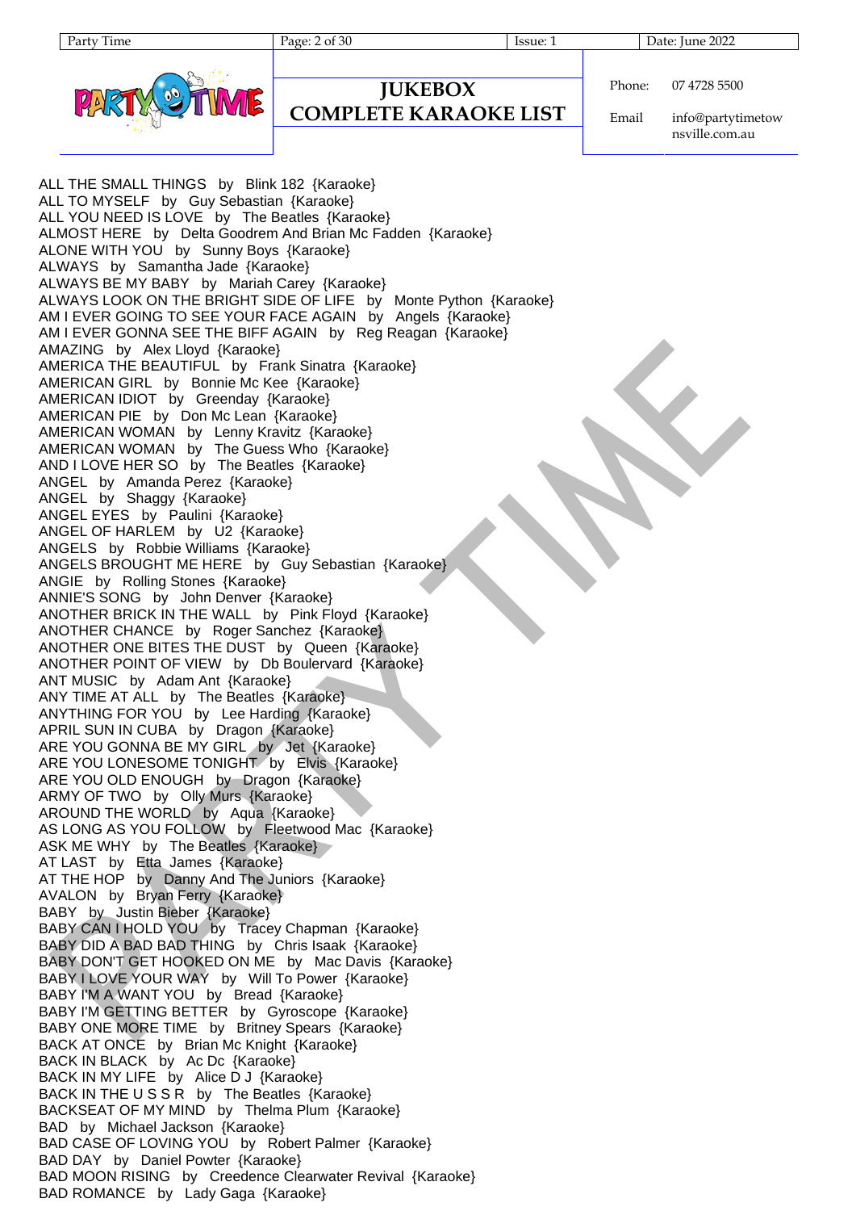# JUKEBOX COMPLETE KARAOKE LIST

Phone: 07 4728 5500

Email: info@partytimetownsville.com.au

ALL THE SMALL THINGS by Blink 182 {Karaoke}
ALL TO MYSELF by Guy Sebastian {Karaoke}
ALL YOU NEED IS LOVE by The Beatles {Karaoke}
ALMOST HERE by Delta Goodrem And Brian Mc Fadden {Karaoke}
ALONE WITH YOU by Sunny Boys {Karaoke}
ALWAYS by Samantha Jade {Karaoke}
ALWAYS BE MY BABY by Mariah Carey {Karaoke}
ALWAYS LOOK ON THE BRIGHT SIDE OF LIFE by Monte Python {Karaoke}
AM I EVER GOING TO SEE YOUR FACE AGAIN by Angels {Karaoke}
AM I EVER GONNA SEE THE BIFF AGAIN by Reg Reagan {Karaoke}
AMAZING by Alex Lloyd {Karaoke}
AMERICA THE BEAUTIFUL by Frank Sinatra {Karaoke}
AMERICAN GIRL by Bonnie Mc Kee {Karaoke}
AMERICAN IDIOT by Greenday {Karaoke}
AMERICAN PIE by Don Mc Lean {Karaoke}
AMERICAN WOMAN by Lenny Kravitz {Karaoke}
AMERICAN WOMAN by The Guess Who {Karaoke}
AND I LOVE HER SO by The Beatles {Karaoke}
ANGEL by Amanda Perez {Karaoke}
ANGEL by Shaggy {Karaoke}
ANGEL EYES by Paulini {Karaoke}
ANGEL OF HARLEM by U2 {Karaoke}
ANGELS by Robbie Williams {Karaoke}
ANGELS BROUGHT ME HERE by Guy Sebastian {Karaoke}
ANGIE by Rolling Stones {Karaoke}
ANNIE'S SONG by John Denver {Karaoke}
ANOTHER BRICK IN THE WALL by Pink Floyd {Karaoke}
ANOTHER CHANCE by Roger Sanchez {Karaoke}
ANOTHER ONE BITES THE DUST by Queen {Karaoke}
ANOTHER POINT OF VIEW by Db Boulervard {Karaoke}
ANT MUSIC by Adam Ant {Karaoke}
ANY TIME AT ALL by The Beatles {Karaoke}
ANYTHING FOR YOU by Lee Harding {Karaoke}
APRIL SUN IN CUBA by Dragon {Karaoke}
ARE YOU GONNA BE MY GIRL by Jet {Karaoke}
ARE YOU LONESOME TONIGHT by Elvis {Karaoke}
ARE YOU OLD ENOUGH by Dragon {Karaoke}
ARMY OF TWO by Olly Murs {Karaoke}
AROUND THE WORLD by Aqua {Karaoke}
AS LONG AS YOU FOLLOW by Fleetwood Mac {Karaoke}
ASK ME WHY by The Beatles {Karaoke}
AT LAST by Etta James {Karaoke}
AT THE HOP by Danny And The Juniors {Karaoke}
AVALON by Bryan Ferry {Karaoke}
BABY by Justin Bieber {Karaoke}
BABY CAN I HOLD YOU by Tracey Chapman {Karaoke}
BABY DID A BAD BAD THING by Chris Isaak {Karaoke}
BABY DON'T GET HOOKED ON ME by Mac Davis {Karaoke}
BABY I LOVE YOUR WAY by Will To Power {Karaoke}
BABY I'M A WANT YOU by Bread {Karaoke}
BABY I'M GETTING BETTER by Gyroscope {Karaoke}
BABY ONE MORE TIME by Britney Spears {Karaoke}
BACK AT ONCE by Brian Mc Knight {Karaoke}
BACK IN BLACK by Ac Dc {Karaoke}
BACK IN MY LIFE by Alice D J {Karaoke}
BACK IN THE U S S R by The Beatles {Karaoke}
BACKSEAT OF MY MIND by Thelma Plum {Karaoke}
BAD by Michael Jackson {Karaoke}
BAD CASE OF LOVING YOU by Robert Palmer {Karaoke}
BAD DAY by Daniel Powter {Karaoke}
BAD MOON RISING by Creedence Clearwater Revival {Karaoke}
BAD ROMANCE by Lady Gaga {Karaoke}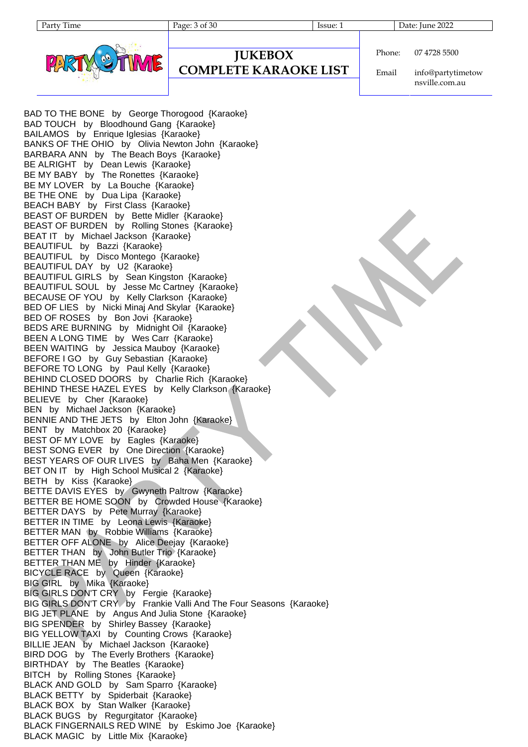BAD TO THE BONE by George Thorogood {Karaoke}
BAD TOUCH by Bloodhound Gang {Karaoke}
BAILAMOS by Enrique Iglesias {Karaoke}
BANKS OF THE OHIO by Olivia Newton John {Karaoke}
BARBARA ANN by The Beach Boys {Karaoke}
BE ALRIGHT by Dean Lewis {Karaoke}
BE MY BABY by The Ronettes {Karaoke}
BE MY LOVER by La Bouche {Karaoke}
BE THE ONE by Dua Lipa {Karaoke}
BEACH BABY by First Class {Karaoke}
BEAST OF BURDEN by Bette Midler {Karaoke}
BEAST OF BURDEN by Rolling Stones {Karaoke}
BEAT IT by Michael Jackson {Karaoke}
BEAUTIFUL by Bazzi {Karaoke}
BEAUTIFUL by Disco Montego {Karaoke}
BEAUTIFUL DAY by U2 {Karaoke}
BEAUTIFUL GIRLS by Sean Kingston {Karaoke}
BEAUTIFUL SOUL by Jesse Mc Cartney {Karaoke}
BECAUSE OF YOU by Kelly Clarkson {Karaoke}
BED OF LIES by Nicki Minaj And Skylar {Karaoke}
BED OF ROSES by Bon Jovi {Karaoke}
BEDS ARE BURNING by Midnight Oil {Karaoke}
BEEN A LONG TIME by Wes Carr {Karaoke}
BEEN WAITING by Jessica Mauboy {Karaoke}
BEFORE I GO by Guy Sebastian {Karaoke}
BEFORE TO LONG by Paul Kelly {Karaoke}
BEHIND CLOSED DOORS by Charlie Rich {Karaoke}
BEHIND THESE HAZEL EYES by Kelly Clarkson {Karaoke}
BELIEVE by Cher {Karaoke}
BEN by Michael Jackson {Karaoke}
BENNIE AND THE JETS by Elton John {Karaoke}
BENT by Matchbox 20 {Karaoke}
BEST OF MY LOVE by Eagles {Karaoke}
BEST SONG EVER by One Direction {Karaoke}
BEST YEARS OF OUR LIVES by Baha Men {Karaoke}
BET ON IT by High School Musical 2 {Karaoke}
BETH by Kiss {Karaoke}
BETTE DAVIS EYES by Gwyneth Paltrow {Karaoke}
BETTER BE HOME SOON by Crowded House {Karaoke}
BETTER DAYS by Pete Murray {Karaoke}
BETTER IN TIME by Leona Lewis {Karaoke}
BETTER MAN by Robbie Williams {Karaoke}
BETTER OFF ALONE by Alice Deejay {Karaoke}
BETTER THAN by John Butler Trio {Karaoke}
BETTER THAN ME by Hinder {Karaoke}
BICYCLE RACE by Queen {Karaoke}
BIG GIRL by Mika {Karaoke}
BIG GIRLS DON'T CRY by Fergie {Karaoke}
BIG GIRLS DON'T CRY by Frankie Valli And The Four Seasons {Karaoke}
BIG JET PLANE by Angus And Julia Stone {Karaoke}
BIG SPENDER by Shirley Bassey {Karaoke}
BIG YELLOW TAXI by Counting Crows {Karaoke}
BILLIE JEAN by Michael Jackson {Karaoke}
BIRD DOG by The Everly Brothers {Karaoke}
BIRTHDAY by The Beatles {Karaoke}
BITCH by Rolling Stones {Karaoke}
BLACK AND GOLD by Sam Sparro {Karaoke}
BLACK BETTY by Spiderbait {Karaoke}
BLACK BOX by Stan Walker {Karaoke}
BLACK BUGS by Regurgitator {Karaoke}
BLACK FINGERNAILS RED WINE by Eskimo Joe {Karaoke}
BLACK MAGIC by Little Mix {Karaoke}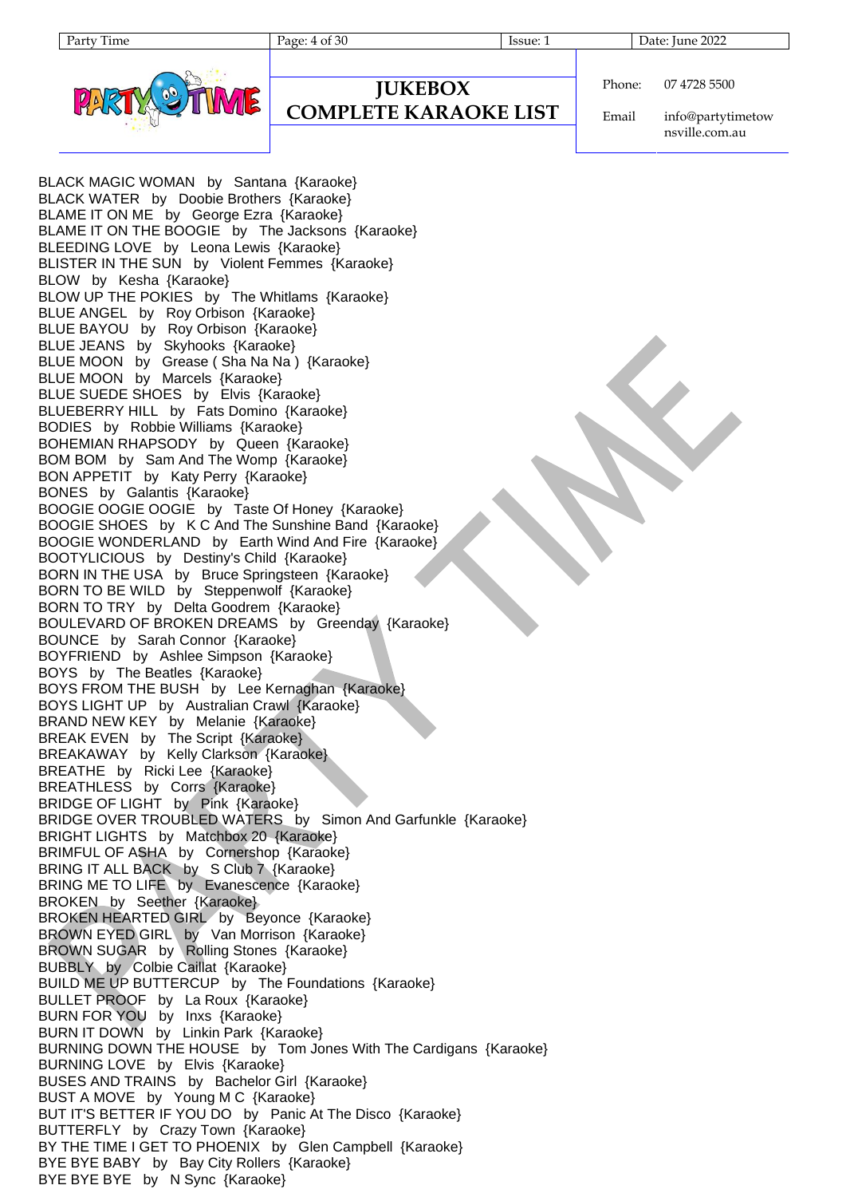# JUKEBOX COMPLETE KARAOKE LIST

Phone: 07 4728 5500

Email: info@partytimetownsville.com.au

BLACK MAGIC WOMAN by Santana {Karaoke}
BLACK WATER by Doobie Brothers {Karaoke}
BLAME IT ON ME by George Ezra {Karaoke}
BLAME IT ON THE BOOGIE by The Jacksons {Karaoke}
BLEEDING LOVE by Leona Lewis {Karaoke}
BLISTER IN THE SUN by Violent Femmes {Karaoke}
BLOW by Kesha {Karaoke}
BLOW UP THE POKIES by The Whitlams {Karaoke}
BLUE ANGEL by Roy Orbison {Karaoke}
BLUE BAYOU by Roy Orbison {Karaoke}
BLUE JEANS by Skyhooks {Karaoke}
BLUE MOON by Grease ( Sha Na Na ) {Karaoke}
BLUE MOON by Marcels {Karaoke}
BLUE SUEDE SHOES by Elvis {Karaoke}
BLUEBERRY HILL by Fats Domino {Karaoke}
BODIES by Robbie Williams {Karaoke}
BOHEMIAN RHAPSODY by Queen {Karaoke}
BOM BOM by Sam And The Womp {Karaoke}
BON APPETIT by Katy Perry {Karaoke}
BONES by Galantis {Karaoke}
BOOGIE OOGIE OOGIE by Taste Of Honey {Karaoke}
BOOGIE SHOES by K C And The Sunshine Band {Karaoke}
BOOGIE WONDERLAND by Earth Wind And Fire {Karaoke}
BOOTYLICIOUS by Destiny's Child {Karaoke}
BORN IN THE USA by Bruce Springsteen {Karaoke}
BORN TO BE WILD by Steppenwolf {Karaoke}
BORN TO TRY by Delta Goodrem {Karaoke}
BOULEVARD OF BROKEN DREAMS by Greenday {Karaoke}
BOUNCE by Sarah Connor {Karaoke}
BOYFRIEND by Ashlee Simpson {Karaoke}
BOYS by The Beatles {Karaoke}
BOYS FROM THE BUSH by Lee Kernaghan {Karaoke}
BOYS LIGHT UP by Australian Crawl {Karaoke}
BRAND NEW KEY by Melanie {Karaoke}
BREAK EVEN by The Script {Karaoke}
BREAKAWAY by Kelly Clarkson {Karaoke}
BREATHE by Ricki Lee {Karaoke}
BREATHLESS by Corrs {Karaoke}
BRIDGE OF LIGHT by Pink {Karaoke}
BRIDGE OVER TROUBLED WATERS by Simon And Garfunkle {Karaoke}
BRIGHT LIGHTS by Matchbox 20 {Karaoke}
BRIMFUL OF ASHA by Cornershop {Karaoke}
BRING IT ALL BACK by S Club 7 {Karaoke}
BRING ME TO LIFE by Evanescence {Karaoke}
BROKEN by Seether {Karaoke}
BROKEN HEARTED GIRL by Beyonce {Karaoke}
BROWN EYED GIRL by Van Morrison {Karaoke}
BROWN SUGAR by Rolling Stones {Karaoke}
BUBBLY by Colbie Caillat {Karaoke}
BUILD ME UP BUTTERCUP by The Foundations {Karaoke}
BULLET PROOF by La Roux {Karaoke}
BURN FOR YOU by Inxs {Karaoke}
BURN IT DOWN by Linkin Park {Karaoke}
BURNING DOWN THE HOUSE by Tom Jones With The Cardigans {Karaoke}
BURNING LOVE by Elvis {Karaoke}
BUSES AND TRAINS by Bachelor Girl {Karaoke}
BUST A MOVE by Young M C {Karaoke}
BUT IT'S BETTER IF YOU DO by Panic At The Disco {Karaoke}
BUTTERFLY by Crazy Town {Karaoke}
BY THE TIME I GET TO PHOENIX by Glen Campbell {Karaoke}
BYE BYE BABY by Bay City Rollers {Karaoke}
BYE BYE BYE by N Sync {Karaoke}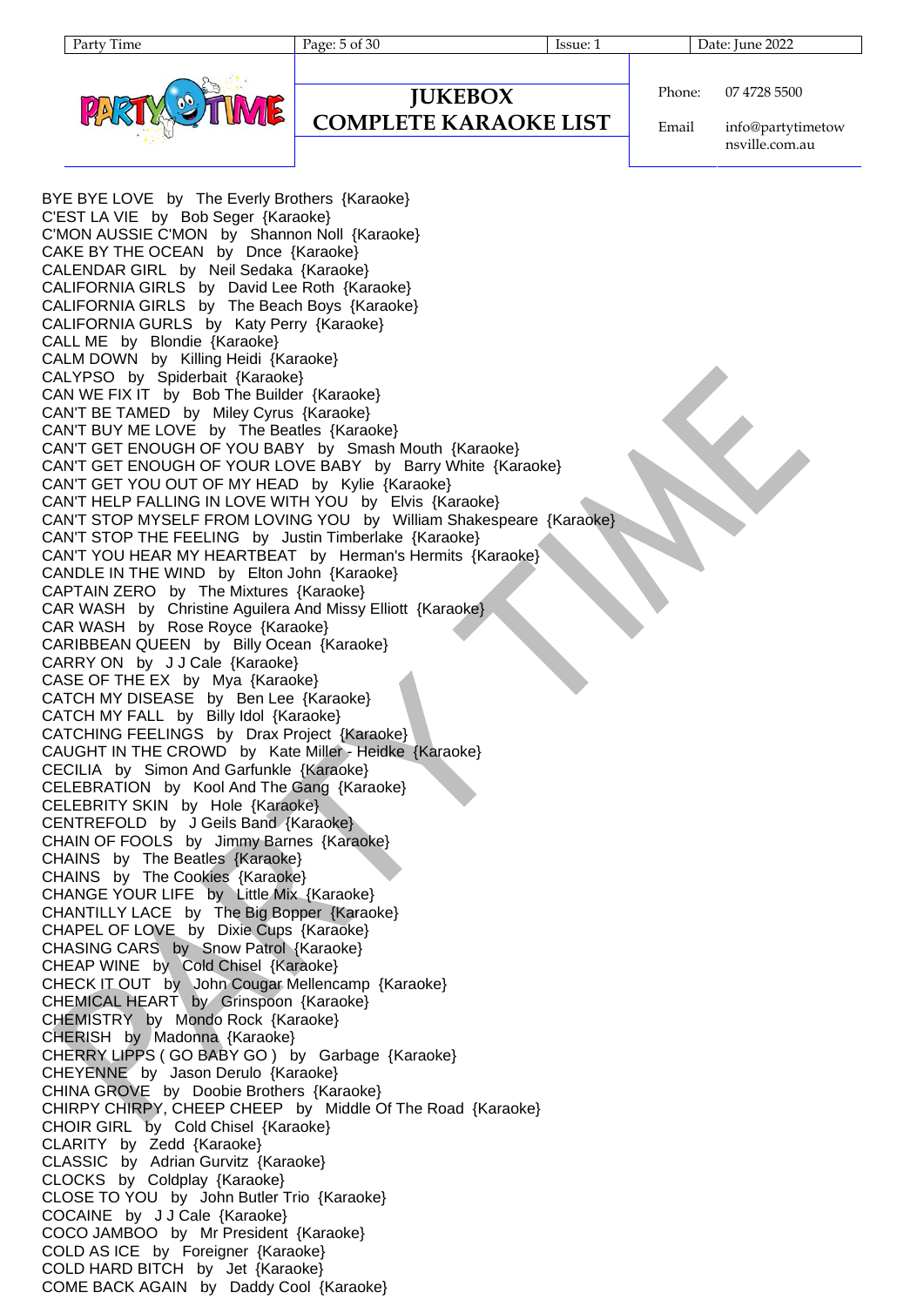BYE BYE LOVE by The Everly Brothers {Karaoke}
C'EST LA VIE by Bob Seger {Karaoke}
C'MON AUSSIE C'MON by Shannon Noll {Karaoke}
CAKE BY THE OCEAN by Dnce {Karaoke}
CALENDAR GIRL by Neil Sedaka {Karaoke}
CALIFORNIA GIRLS by David Lee Roth {Karaoke}
CALIFORNIA GIRLS by The Beach Boys {Karaoke}
CALIFORNIA GURLS by Katy Perry {Karaoke}
CALL ME by Blondie {Karaoke}
CALM DOWN by Killing Heidi {Karaoke}
CALYPSO by Spiderbait {Karaoke}
CAN WE FIX IT by Bob The Builder {Karaoke}
CAN'T BE TAMED by Miley Cyrus {Karaoke}
CAN'T BUY ME LOVE by The Beatles {Karaoke}
CAN'T GET ENOUGH OF YOU BABY by Smash Mouth {Karaoke}
CAN'T GET ENOUGH OF YOUR LOVE BABY by Barry White {Karaoke}
CAN'T GET YOU OUT OF MY HEAD by Kylie {Karaoke}
CAN'T HELP FALLING IN LOVE WITH YOU by Elvis {Karaoke}
CAN'T STOP MYSELF FROM LOVING YOU by William Shakespeare {Karaoke}
CAN'T STOP THE FEELING by Justin Timberlake {Karaoke}
CAN'T YOU HEAR MY HEARTBEAT by Herman's Hermits {Karaoke}
CANDLE IN THE WIND by Elton John {Karaoke}
CAPTAIN ZERO by The Mixtures {Karaoke}
CAR WASH by Christine Aguilera And Missy Elliott {Karaoke}
CAR WASH by Rose Royce {Karaoke}
CARIBBEAN QUEEN by Billy Ocean {Karaoke}
CARRY ON by J J Cale {Karaoke}
CASE OF THE EX by Mya {Karaoke}
CATCH MY DISEASE by Ben Lee {Karaoke}
CATCH MY FALL by Billy Idol {Karaoke}
CATCHING FEELINGS by Drax Project {Karaoke}
CAUGHT IN THE CROWD by Kate Miller - Heidke {Karaoke}
CECILIA by Simon And Garfunkle {Karaoke}
CELEBRATION by Kool And The Gang {Karaoke}
CELEBRITY SKIN by Hole {Karaoke}
CENTREFOLD by J Geils Band {Karaoke}
CHAIN OF FOOLS by Jimmy Barnes {Karaoke}
CHAINS by The Beatles {Karaoke}
CHAINS by The Cookies {Karaoke}
CHANGE YOUR LIFE by Little Mix {Karaoke}
CHANTILLY LACE by The Big Bopper {Karaoke}
CHAPEL OF LOVE by Dixie Cups {Karaoke}
CHASING CARS by Snow Patrol {Karaoke}
CHEAP WINE by Cold Chisel {Karaoke}
CHECK IT OUT by John Cougar Mellencamp {Karaoke}
CHEMICAL HEART by Grinspoon {Karaoke}
CHEMISTRY by Mondo Rock {Karaoke}
CHERISH by Madonna {Karaoke}
CHERRY LIPPS ( GO BABY GO ) by Garbage {Karaoke}
CHEYENNE by Jason Derulo {Karaoke}
CHINA GROVE by Doobie Brothers {Karaoke}
CHIRPY CHIRPY, CHEEP CHEEP by Middle Of The Road {Karaoke}
CHOIR GIRL by Cold Chisel {Karaoke}
CLARITY by Zedd {Karaoke}
CLASSIC by Adrian Gurvitz {Karaoke}
CLOCKS by Coldplay {Karaoke}
CLOSE TO YOU by John Butler Trio {Karaoke}
COCAINE by J J Cale {Karaoke}
COCO JAMBOO by Mr President {Karaoke}
COLD AS ICE by Foreigner {Karaoke}
COLD HARD BITCH by Jet {Karaoke}
COME BACK AGAIN by Daddy Cool {Karaoke}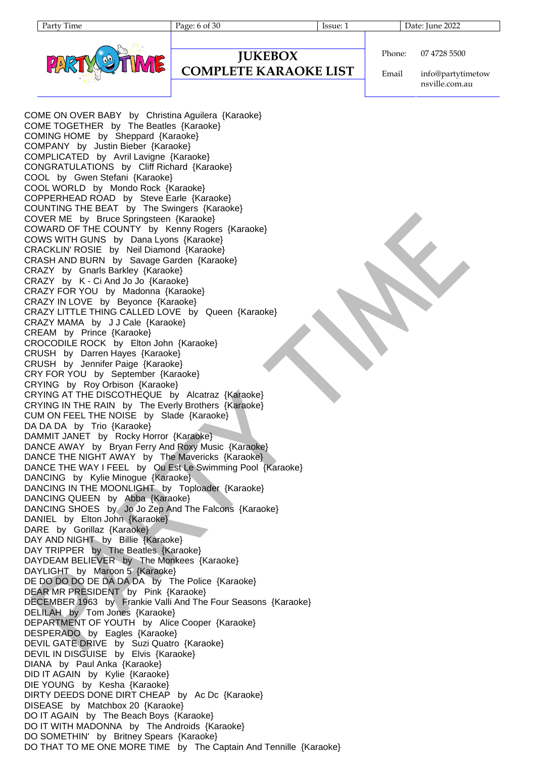# JUKEBOX COMPLETE KARAOKE LIST

Phone: 07 4728 5500

Email: info@partytimetownsville.com.au

COME ON OVER BABY by Christina Aguilera {Karaoke}
COME TOGETHER by The Beatles {Karaoke}
COMING HOME by Sheppard {Karaoke}
COMPANY by Justin Bieber {Karaoke}
COMPLICATED by Avril Lavigne {Karaoke}
CONGRATULATIONS by Cliff Richard {Karaoke}
COOL by Gwen Stefani {Karaoke}
COOL WORLD by Mondo Rock {Karaoke}
COPPERHEAD ROAD by Steve Earle {Karaoke}
COUNTING THE BEAT by The Swingers {Karaoke}
COVER ME by Bruce Springsteen {Karaoke}
COWARD OF THE COUNTY by Kenny Rogers {Karaoke}
COWS WITH GUNS by Dana Lyons {Karaoke}
CRACKLIN' ROSIE by Neil Diamond {Karaoke}
CRASH AND BURN by Savage Garden {Karaoke}
CRAZY by Gnarls Barkley {Karaoke}
CRAZY by K - Ci And Jo Jo {Karaoke}
CRAZY FOR YOU by Madonna {Karaoke}
CRAZY IN LOVE by Beyonce {Karaoke}
CRAZY LITTLE THING CALLED LOVE by Queen {Karaoke}
CRAZY MAMA by J J Cale {Karaoke}
CREAM by Prince {Karaoke}
CROCODILE ROCK by Elton John {Karaoke}
CRUSH by Darren Hayes {Karaoke}
CRUSH by Jennifer Paige {Karaoke}
CRY FOR YOU by September {Karaoke}
CRYING by Roy Orbison {Karaoke}
CRYING AT THE DISCOTHEQUE by Alcatraz {Karaoke}
CRYING IN THE RAIN by The Everly Brothers {Karaoke}
CUM ON FEEL THE NOISE by Slade {Karaoke}
DA DA DA by Trio {Karaoke}
DAMMIT JANET by Rocky Horror {Karaoke}
DANCE AWAY by Bryan Ferry And Roxy Music {Karaoke}
DANCE THE NIGHT AWAY by The Mavericks {Karaoke}
DANCE THE WAY I FEEL by Ou Est Le Swimming Pool {Karaoke}
DANCING by Kylie Minogue {Karaoke}
DANCING IN THE MOONLIGHT by Toploader {Karaoke}
DANCING QUEEN by Abba {Karaoke}
DANCING SHOES by Jo Jo Zep And The Falcons {Karaoke}
DANIEL by Elton John {Karaoke}
DARE by Gorillaz {Karaoke}
DAY AND NIGHT by Billie {Karaoke}
DAY TRIPPER by The Beatles {Karaoke}
DAYDEAM BELIEVER by The Monkees {Karaoke}
DAYLIGHT by Maroon 5 {Karaoke}
DE DO DO DO DE DA DA DA by The Police {Karaoke}
DEAR MR PRESIDENT by Pink {Karaoke}
DECEMBER 1963 by Frankie Valli And The Four Seasons {Karaoke}
DELILAH by Tom Jones {Karaoke}
DEPARTMENT OF YOUTH by Alice Cooper {Karaoke}
DESPERADO by Eagles {Karaoke}
DEVIL GATE DRIVE by Suzi Quatro {Karaoke}
DEVIL IN DISGUISE by Elvis {Karaoke}
DIANA by Paul Anka {Karaoke}
DID IT AGAIN by Kylie {Karaoke}
DIE YOUNG by Kesha {Karaoke}
DIRTY DEEDS DONE DIRT CHEAP by Ac Dc {Karaoke}
DISEASE by Matchbox 20 {Karaoke}
DO IT AGAIN by The Beach Boys {Karaoke}
DO IT WITH MADONNA by The Androids {Karaoke}
DO SOMETHIN' by Britney Spears {Karaoke}
DO THAT TO ME ONE MORE TIME by The Captain And Tennille {Karaoke}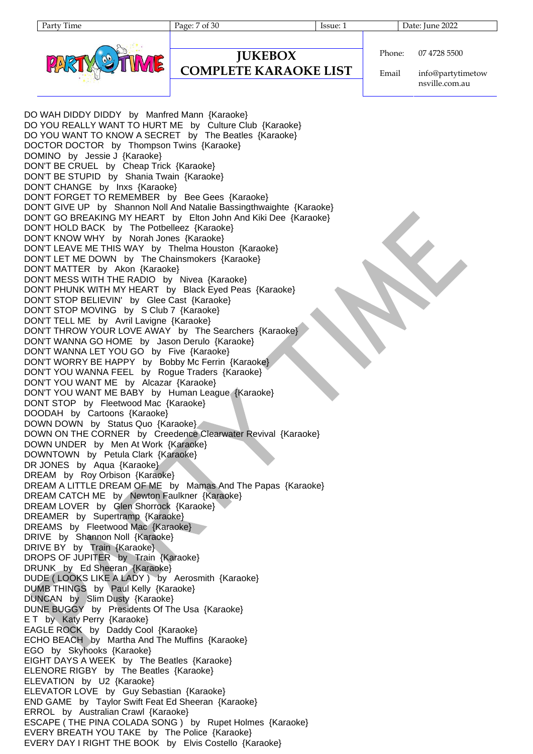# JUKEBOX COMPLETE KARAOKE LIST

Phone: 07 4728 5500

Email info@partytimetownsville.com.au

DO WAH DIDDY DIDDY by Manfred Mann {Karaoke}
DO YOU REALLY WANT TO HURT ME by Culture Club {Karaoke}
DO YOU WANT TO KNOW A SECRET by The Beatles {Karaoke}
DOCTOR DOCTOR by Thompson Twins {Karaoke}
DOMINO by Jessie J {Karaoke}
DON'T BE CRUEL by Cheap Trick {Karaoke}
DON'T BE STUPID by Shania Twain {Karaoke}
DON'T CHANGE by Inxs {Karaoke}
DON'T FORGET TO REMEMBER by Bee Gees {Karaoke}
DON'T GIVE UP by Shannon Noll And Natalie Bassingthwaighte {Karaoke}
DON'T GO BREAKING MY HEART by Elton John And Kiki Dee {Karaoke}
DON'T HOLD BACK by The Potbelleez {Karaoke}
DON'T KNOW WHY by Norah Jones {Karaoke}
DON'T LEAVE ME THIS WAY by Thelma Houston {Karaoke}
DON'T LET ME DOWN by The Chainsmokers {Karaoke}
DON'T MATTER by Akon {Karaoke}
DON'T MESS WITH THE RADIO by Nivea {Karaoke}
DON'T PHUNK WITH MY HEART by Black Eyed Peas {Karaoke}
DON'T STOP BELIEVIN' by Glee Cast {Karaoke}
DON'T STOP MOVING by S Club 7 {Karaoke}
DON'T TELL ME by Avril Lavigne {Karaoke}
DON'T THROW YOUR LOVE AWAY by The Searchers {Karaoke}
DON'T WANNA GO HOME by Jason Derulo {Karaoke}
DON'T WANNA LET YOU GO by Five {Karaoke}
DON'T WORRY BE HAPPY by Bobby Mc Ferrin {Karaoke}
DON'T YOU WANNA FEEL by Rogue Traders {Karaoke}
DON'T YOU WANT ME by Alcazar {Karaoke}
DON'T YOU WANT ME BABY by Human League {Karaoke}
DONT STOP by Fleetwood Mac {Karaoke}
DOODAH by Cartoons {Karaoke}
DOWN DOWN by Status Quo {Karaoke}
DOWN ON THE CORNER by Creedence Clearwater Revival {Karaoke}
DOWN UNDER by Men At Work {Karaoke}
DOWNTOWN by Petula Clark {Karaoke}
DR JONES by Aqua {Karaoke}
DREAM by Roy Orbison {Karaoke}
DREAM A LITTLE DREAM OF ME by Mamas And The Papas {Karaoke}
DREAM CATCH ME by Newton Faulkner {Karaoke}
DREAM LOVER by Glen Shorrock {Karaoke}
DREAMER by Supertramp {Karaoke}
DREAMS by Fleetwood Mac {Karaoke}
DRIVE by Shannon Noll {Karaoke}
DRIVE BY by Train {Karaoke}
DROPS OF JUPITER by Train {Karaoke}
DRUNK by Ed Sheeran {Karaoke}
DUDE ( LOOKS LIKE A LADY ) by Aerosmith {Karaoke}
DUMB THINGS by Paul Kelly {Karaoke}
DUNCAN by Slim Dusty {Karaoke}
DUNE BUGGY by Presidents Of The Usa {Karaoke}
E T by Katy Perry {Karaoke}
EAGLE ROCK by Daddy Cool {Karaoke}
ECHO BEACH by Martha And The Muffins {Karaoke}
EGO by Skyhooks {Karaoke}
EIGHT DAYS A WEEK by The Beatles {Karaoke}
ELENORE RIGBY by The Beatles {Karaoke}
ELEVATION by U2 {Karaoke}
ELEVATOR LOVE by Guy Sebastian {Karaoke}
END GAME by Taylor Swift Feat Ed Sheeran {Karaoke}
ERROL by Australian Crawl {Karaoke}
ESCAPE ( THE PINA COLADA SONG ) by Rupet Holmes {Karaoke}
EVERY BREATH YOU TAKE by The Police {Karaoke}
EVERY DAY I RIGHT THE BOOK by Elvis Costello {Karaoke}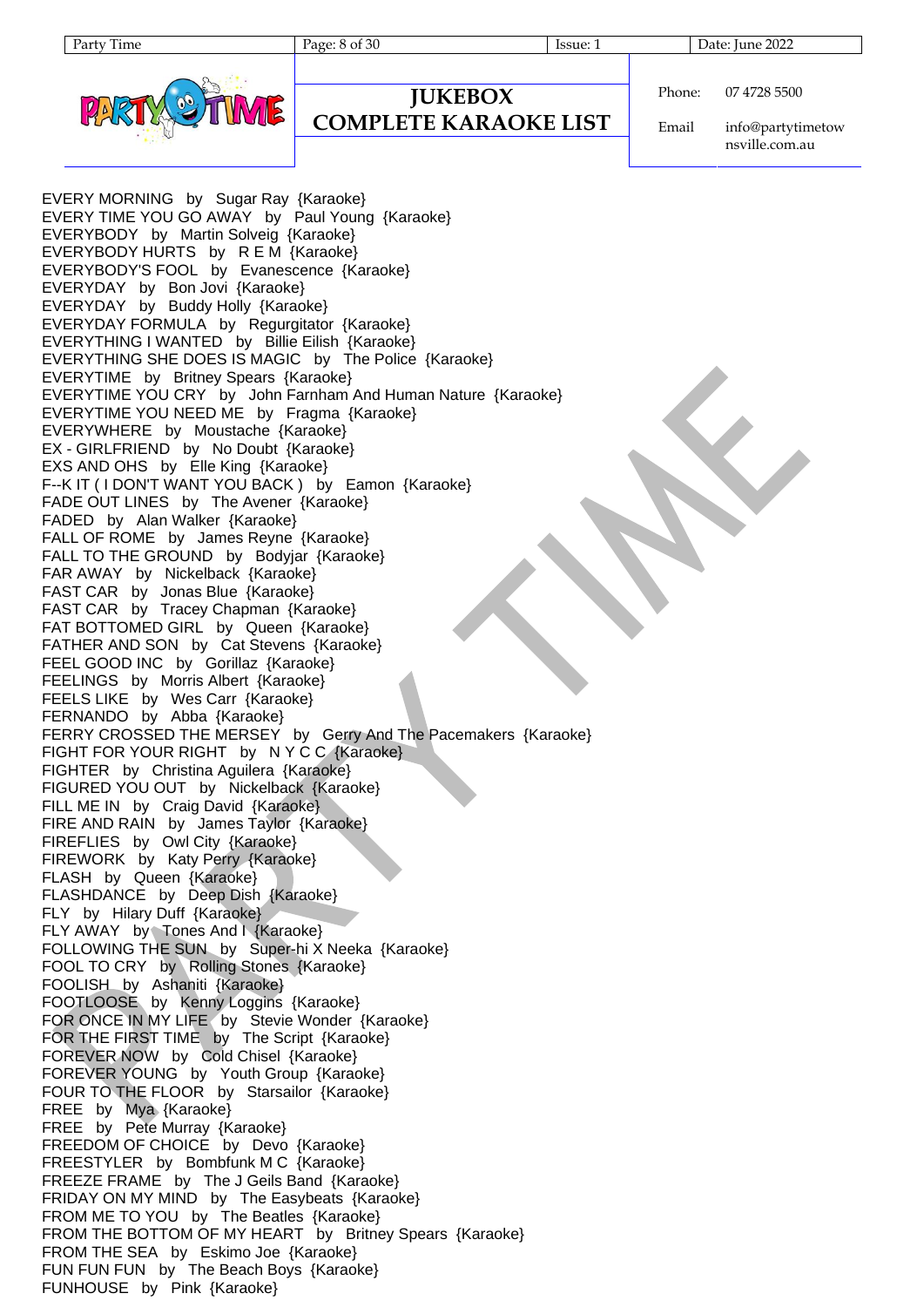# JUKEBOX COMPLETE KARAOKE LIST

Phone: 07 4728 5500

Email: info@partytimetownsville.com.au

EVERY MORNING by Sugar Ray {Karaoke}
EVERY TIME YOU GO AWAY by Paul Young {Karaoke}
EVERYBODY by Martin Solveig {Karaoke}
EVERYBODY HURTS by R E M {Karaoke}
EVERYBODY'S FOOL by Evanescence {Karaoke}
EVERYDAY by Bon Jovi {Karaoke}
EVERYDAY by Buddy Holly {Karaoke}
EVERYDAY FORMULA by Regurgitator {Karaoke}
EVERYTHING I WANTED by Billie Eilish {Karaoke}
EVERYTHING SHE DOES IS MAGIC by The Police {Karaoke}
EVERYTIME by Britney Spears {Karaoke}
EVERYTIME YOU CRY by John Farnham And Human Nature {Karaoke}
EVERYTIME YOU NEED ME by Fragma {Karaoke}
EVERYWHERE by Moustache {Karaoke}
EX - GIRLFRIEND by No Doubt {Karaoke}
EXS AND OHS by Elle King {Karaoke}
F--K IT ( I DON'T WANT YOU BACK ) by Eamon {Karaoke}
FADE OUT LINES by The Avener {Karaoke}
FADED by Alan Walker {Karaoke}
FALL OF ROME by James Reyne {Karaoke}
FALL TO THE GROUND by Bodyjar {Karaoke}
FAR AWAY by Nickelback {Karaoke}
FAST CAR by Jonas Blue {Karaoke}
FAST CAR by Tracey Chapman {Karaoke}
FAT BOTTOMED GIRL by Queen {Karaoke}
FATHER AND SON by Cat Stevens {Karaoke}
FEEL GOOD INC by Gorillaz {Karaoke}
FEELINGS by Morris Albert {Karaoke}
FEELS LIKE by Wes Carr {Karaoke}
FERNANDO by Abba {Karaoke}
FERRY CROSSED THE MERSEY by Gerry And The Pacemakers {Karaoke}
FIGHT FOR YOUR RIGHT by N Y C C {Karaoke}
FIGHTER by Christina Aguilera {Karaoke}
FIGURED YOU OUT by Nickelback {Karaoke}
FILL ME IN by Craig David {Karaoke}
FIRE AND RAIN by James Taylor {Karaoke}
FIREFLIES by Owl City {Karaoke}
FIREWORK by Katy Perry {Karaoke}
FLASH by Queen {Karaoke}
FLASHDANCE by Deep Dish {Karaoke}
FLY by Hilary Duff {Karaoke}
FLY AWAY by Tones And I {Karaoke}
FOLLOWING THE SUN by Super-hi X Neeka {Karaoke}
FOOL TO CRY by Rolling Stones {Karaoke}
FOOLISH by Ashaniti {Karaoke}
FOOTLOOSE by Kenny Loggins {Karaoke}
FOR ONCE IN MY LIFE by Stevie Wonder {Karaoke}
FOR THE FIRST TIME by The Script {Karaoke}
FOREVER NOW by Cold Chisel {Karaoke}
FOREVER YOUNG by Youth Group {Karaoke}
FOUR TO THE FLOOR by Starsailor {Karaoke}
FREE by Mya {Karaoke}
FREE by Pete Murray {Karaoke}
FREEDOM OF CHOICE by Devo {Karaoke}
FREESTYLER by Bombfunk M C {Karaoke}
FREEZE FRAME by The J Geils Band {Karaoke}
FRIDAY ON MY MIND by The Easybeats {Karaoke}
FROM ME TO YOU by The Beatles {Karaoke}
FROM THE BOTTOM OF MY HEART by Britney Spears {Karaoke}
FROM THE SEA by Eskimo Joe {Karaoke}
FUN FUN FUN by The Beach Boys {Karaoke}
FUNHOUSE by Pink {Karaoke}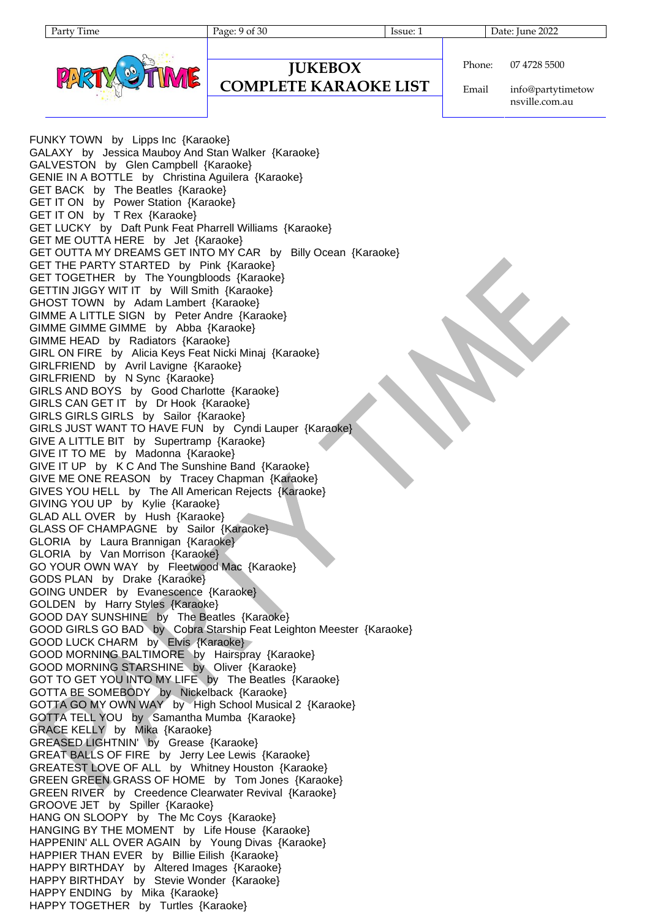# JUKEBOX COMPLETE KARAOKE LIST

Phone: 07 4728 5500

Email: info@partytimetownsville.com.au

FUNKY TOWN by Lipps Inc {Karaoke}
GALAXY by Jessica Mauboy And Stan Walker {Karaoke}
GALVESTON by Glen Campbell {Karaoke}
GENIE IN A BOTTLE by Christina Aguilera {Karaoke}
GET BACK by The Beatles {Karaoke}
GET IT ON by Power Station {Karaoke}
GET IT ON by T Rex {Karaoke}
GET LUCKY by Daft Punk Feat Pharrell Williams {Karaoke}
GET ME OUTTA HERE by Jet {Karaoke}
GET OUTTA MY DREAMS GET INTO MY CAR by Billy Ocean {Karaoke}
GET THE PARTY STARTED by Pink {Karaoke}
GET TOGETHER by The Youngbloods {Karaoke}
GETTIN JIGGY WIT IT by Will Smith {Karaoke}
GHOST TOWN by Adam Lambert {Karaoke}
GIMME A LITTLE SIGN by Peter Andre {Karaoke}
GIMME GIMME GIMME by Abba {Karaoke}
GIMME HEAD by Radiators {Karaoke}
GIRL ON FIRE by Alicia Keys Feat Nicki Minaj {Karaoke}
GIRLFRIEND by Avril Lavigne {Karaoke}
GIRLFRIEND by N Sync {Karaoke}
GIRLS AND BOYS by Good Charlotte {Karaoke}
GIRLS CAN GET IT by Dr Hook {Karaoke}
GIRLS GIRLS GIRLS by Sailor {Karaoke}
GIRLS JUST WANT TO HAVE FUN by Cyndi Lauper {Karaoke}
GIVE A LITTLE BIT by Supertramp {Karaoke}
GIVE IT TO ME by Madonna {Karaoke}
GIVE IT UP by K C And The Sunshine Band {Karaoke}
GIVE ME ONE REASON by Tracey Chapman {Karaoke}
GIVES YOU HELL by The All American Rejects {Karaoke}
GIVING YOU UP by Kylie {Karaoke}
GLAD ALL OVER by Hush {Karaoke}
GLASS OF CHAMPAGNE by Sailor {Karaoke}
GLORIA by Laura Brannigan {Karaoke}
GLORIA by Van Morrison {Karaoke}
GO YOUR OWN WAY by Fleetwood Mac {Karaoke}
GODS PLAN by Drake {Karaoke}
GOING UNDER by Evanescence {Karaoke}
GOLDEN by Harry Styles {Karaoke}
GOOD DAY SUNSHINE by The Beatles {Karaoke}
GOOD GIRLS GO BAD by Cobra Starship Feat Leighton Meester {Karaoke}
GOOD LUCK CHARM by Elvis {Karaoke}
GOOD MORNING BALTIMORE by Hairspray {Karaoke}
GOOD MORNING STARSHINE by Oliver {Karaoke}
GOT TO GET YOU INTO MY LIFE by The Beatles {Karaoke}
GOTTA BE SOMEBODY by Nickelback {Karaoke}
GOTTA GO MY OWN WAY by High School Musical 2 {Karaoke}
GOTTA TELL YOU by Samantha Mumba {Karaoke}
GRACE KELLY by Mika {Karaoke}
GREASED LIGHTNIN' by Grease {Karaoke}
GREAT BALLS OF FIRE by Jerry Lee Lewis {Karaoke}
GREATEST LOVE OF ALL by Whitney Houston {Karaoke}
GREEN GREEN GRASS OF HOME by Tom Jones {Karaoke}
GREEN RIVER by Creedence Clearwater Revival {Karaoke}
GROOVE JET by Spiller {Karaoke}
HANG ON SLOOPY by The Mc Coys {Karaoke}
HANGING BY THE MOMENT by Life House {Karaoke}
HAPPENIN' ALL OVER AGAIN by Young Divas {Karaoke}
HAPPIER THAN EVER by Billie Eilish {Karaoke}
HAPPY BIRTHDAY by Altered Images {Karaoke}
HAPPY BIRTHDAY by Stevie Wonder {Karaoke}
HAPPY ENDING by Mika {Karaoke}
HAPPY TOGETHER by Turtles {Karaoke}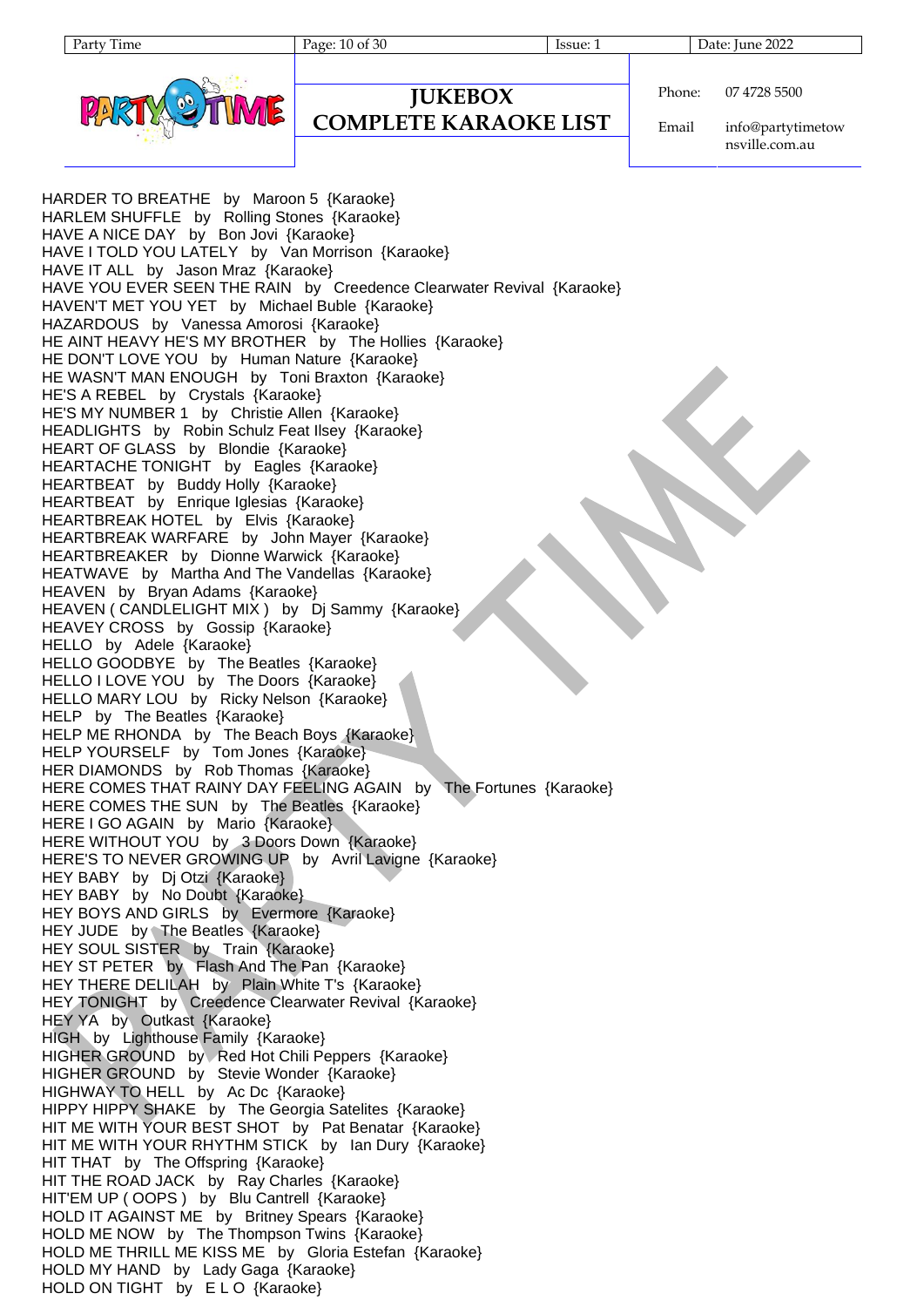# JUKEBOX COMPLETE KARAOKE LIST

Phone: 07 4728 5500

Email: info@partytimetownsville.com.au

HARDER TO BREATHE by Maroon 5 {Karaoke}
HARLEM SHUFFLE by Rolling Stones {Karaoke}
HAVE A NICE DAY by Bon Jovi {Karaoke}
HAVE I TOLD YOU LATELY by Van Morrison {Karaoke}
HAVE IT ALL by Jason Mraz {Karaoke}
HAVE YOU EVER SEEN THE RAIN by Creedence Clearwater Revival {Karaoke}
HAVEN'T MET YOU YET by Michael Buble {Karaoke}
HAZARDOUS by Vanessa Amorosi {Karaoke}
HE AINT HEAVY HE'S MY BROTHER by The Hollies {Karaoke}
HE DON'T LOVE YOU by Human Nature {Karaoke}
HE WASN'T MAN ENOUGH by Toni Braxton {Karaoke}
HE'S A REBEL by Crystals {Karaoke}
HE'S MY NUMBER 1 by Christie Allen {Karaoke}
HEADLIGHTS by Robin Schulz Feat Ilsey {Karaoke}
HEART OF GLASS by Blondie {Karaoke}
HEARTACHE TONIGHT by Eagles {Karaoke}
HEARTBEAT by Buddy Holly {Karaoke}
HEARTBEAT by Enrique Iglesias {Karaoke}
HEARTBREAK HOTEL by Elvis {Karaoke}
HEARTBREAK WARFARE by John Mayer {Karaoke}
HEARTBREAKER by Dionne Warwick {Karaoke}
HEATWAVE by Martha And The Vandellas {Karaoke}
HEAVEN by Bryan Adams {Karaoke}
HEAVEN ( CANDLELIGHT MIX ) by Dj Sammy {Karaoke}
HEAVEY CROSS by Gossip {Karaoke}
HELLO by Adele {Karaoke}
HELLO GOODBYE by The Beatles {Karaoke}
HELLO I LOVE YOU by The Doors {Karaoke}
HELLO MARY LOU by Ricky Nelson {Karaoke}
HELP by The Beatles {Karaoke}
HELP ME RHONDA by The Beach Boys {Karaoke}
HELP YOURSELF by Tom Jones {Karaoke}
HER DIAMONDS by Rob Thomas {Karaoke}
HERE COMES THAT RAINY DAY FEELING AGAIN by The Fortunes {Karaoke}
HERE COMES THE SUN by The Beatles {Karaoke}
HERE I GO AGAIN by Mario {Karaoke}
HERE WITHOUT YOU by 3 Doors Down {Karaoke}
HERE'S TO NEVER GROWING UP by Avril Lavigne {Karaoke}
HEY BABY by Dj Otzi {Karaoke}
HEY BABY by No Doubt {Karaoke}
HEY BOYS AND GIRLS by Evermore {Karaoke}
HEY JUDE by The Beatles {Karaoke}
HEY SOUL SISTER by Train {Karaoke}
HEY ST PETER by Flash And The Pan {Karaoke}
HEY THERE DELILAH by Plain White T's {Karaoke}
HEY TONIGHT by Creedence Clearwater Revival {Karaoke}
HEY YA by Outkast {Karaoke}
HIGH by Lighthouse Family {Karaoke}
HIGHER GROUND by Red Hot Chili Peppers {Karaoke}
HIGHER GROUND by Stevie Wonder {Karaoke}
HIGHWAY TO HELL by Ac Dc {Karaoke}
HIPPY HIPPY SHAKE by The Georgia Satelites {Karaoke}
HIT ME WITH YOUR BEST SHOT by Pat Benatar {Karaoke}
HIT ME WITH YOUR RHYTHM STICK by Ian Dury {Karaoke}
HIT THAT by The Offspring {Karaoke}
HIT THE ROAD JACK by Ray Charles {Karaoke}
HIT'EM UP ( OOPS ) by Blu Cantrell {Karaoke}
HOLD IT AGAINST ME by Britney Spears {Karaoke}
HOLD ME NOW by The Thompson Twins {Karaoke}
HOLD ME THRILL ME KISS ME by Gloria Estefan {Karaoke}
HOLD MY HAND by Lady Gaga {Karaoke}
HOLD ON TIGHT by E L O {Karaoke}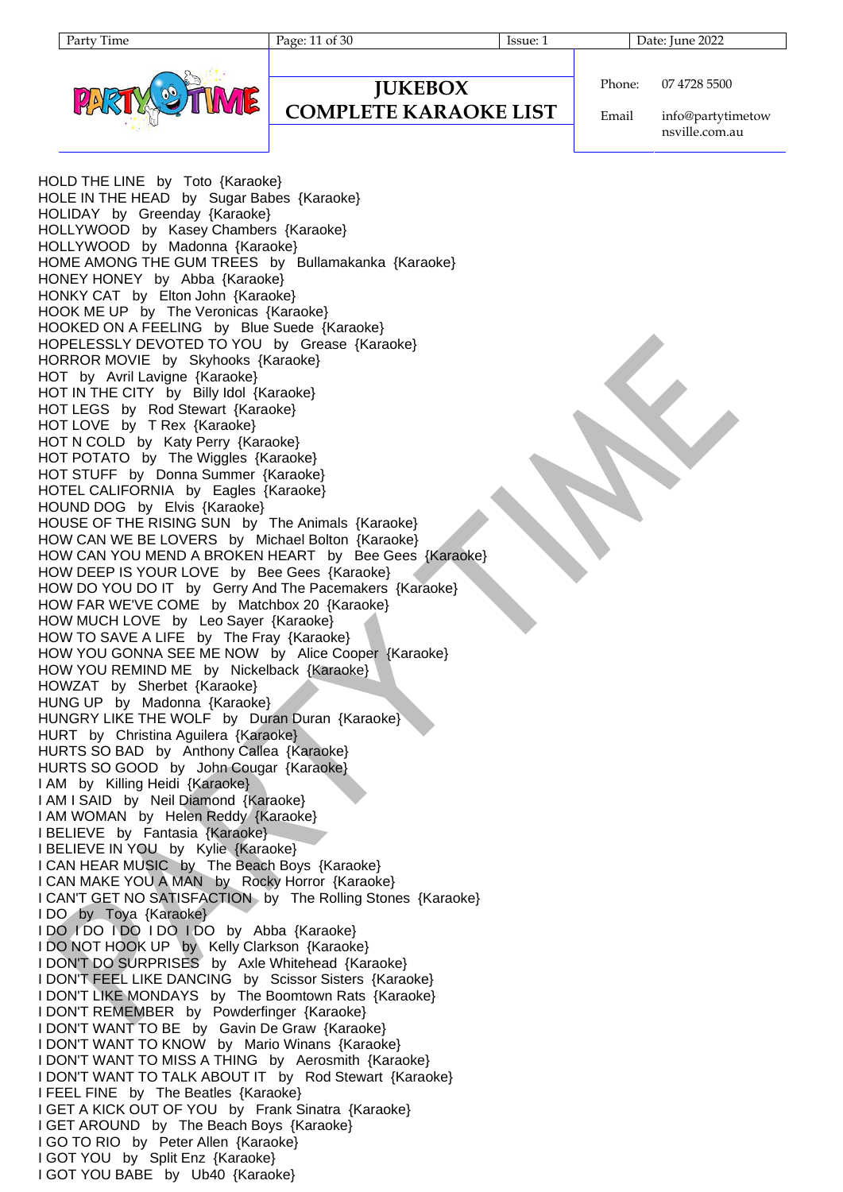HOLD THE LINE by Toto {Karaoke}
HOLE IN THE HEAD by Sugar Babes {Karaoke}
HOLIDAY by Greenday {Karaoke}
HOLLYWOOD by Kasey Chambers {Karaoke}
HOLLYWOOD by Madonna {Karaoke}
HOME AMONG THE GUM TREES by Bullamakanka {Karaoke}
HONEY HONEY by Abba {Karaoke}
HONKY CAT by Elton John {Karaoke}
HOOK ME UP by The Veronicas {Karaoke}
HOOKED ON A FEELING by Blue Suede {Karaoke}
HOPELESSLY DEVOTED TO YOU by Grease {Karaoke}
HORROR MOVIE by Skyhooks {Karaoke}
HOT by Avril Lavigne {Karaoke}
HOT IN THE CITY by Billy Idol {Karaoke}
HOT LEGS by Rod Stewart {Karaoke}
HOT LOVE by T Rex {Karaoke}
HOT N COLD by Katy Perry {Karaoke}
HOT POTATO by The Wiggles {Karaoke}
HOT STUFF by Donna Summer {Karaoke}
HOTEL CALIFORNIA by Eagles {Karaoke}
HOUND DOG by Elvis {Karaoke}
HOUSE OF THE RISING SUN by The Animals {Karaoke}
HOW CAN WE BE LOVERS by Michael Bolton {Karaoke}
HOW CAN YOU MEND A BROKEN HEART by Bee Gees {Karaoke}
HOW DEEP IS YOUR LOVE by Bee Gees {Karaoke}
HOW DO YOU DO IT by Gerry And The Pacemakers {Karaoke}
HOW FAR WE'VE COME by Matchbox 20 {Karaoke}
HOW MUCH LOVE by Leo Sayer {Karaoke}
HOW TO SAVE A LIFE by The Fray {Karaoke}
HOW YOU GONNA SEE ME NOW by Alice Cooper {Karaoke}
HOW YOU REMIND ME by Nickelback {Karaoke}
HOWZAT by Sherbet {Karaoke}
HUNG UP by Madonna {Karaoke}
HUNGRY LIKE THE WOLF by Duran Duran {Karaoke}
HURT by Christina Aguilera {Karaoke}
HURTS SO BAD by Anthony Callea {Karaoke}
HURTS SO GOOD by John Cougar {Karaoke}
I AM by Killing Heidi {Karaoke}
I AM I SAID by Neil Diamond {Karaoke}
I AM WOMAN by Helen Reddy {Karaoke}
I BELIEVE by Fantasia {Karaoke}
I BELIEVE IN YOU by Kylie {Karaoke}
I CAN HEAR MUSIC by The Beach Boys {Karaoke}
I CAN MAKE YOU A MAN by Rocky Horror {Karaoke}
I CAN'T GET NO SATISFACTION by The Rolling Stones {Karaoke}
I DO by Toya {Karaoke}
I DO I DO I DO I DO I DO by Abba {Karaoke}
I DO NOT HOOK UP by Kelly Clarkson {Karaoke}
I DON'T DO SURPRISES by Axle Whitehead {Karaoke}
I DON'T FEEL LIKE DANCING by Scissor Sisters {Karaoke}
I DON'T LIKE MONDAYS by The Boomtown Rats {Karaoke}
I DON'T REMEMBER by Powderfinger {Karaoke}
I DON'T WANT TO BE by Gavin De Graw {Karaoke}
I DON'T WANT TO KNOW by Mario Winans {Karaoke}
I DON'T WANT TO MISS A THING by Aerosmith {Karaoke}
I DON'T WANT TO TALK ABOUT IT by Rod Stewart {Karaoke}
I FEEL FINE by The Beatles {Karaoke}
I GET A KICK OUT OF YOU by Frank Sinatra {Karaoke}
I GET AROUND by The Beach Boys {Karaoke}
I GO TO RIO by Peter Allen {Karaoke}
I GOT YOU by Split Enz {Karaoke}
I GOT YOU BABE by Ub40 {Karaoke}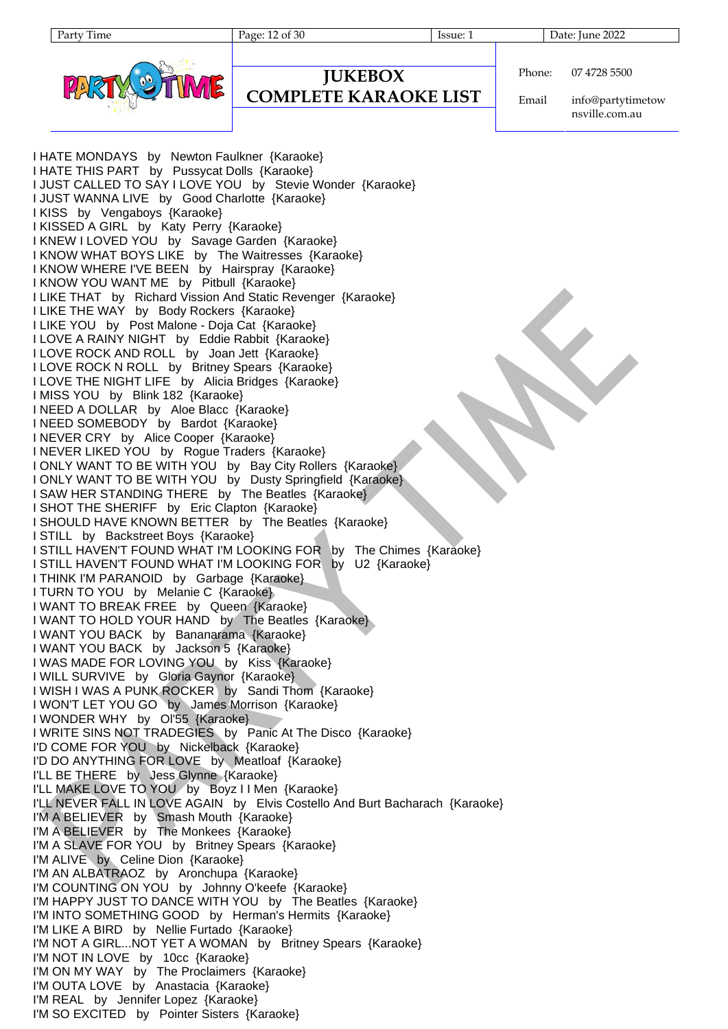# JUKEBOX COMPLETE KARAOKE LIST

Phone: 07 4728 5500

Email: info@partytimetownsville.com.au

I HATE MONDAYS by Newton Faulkner {Karaoke}
I HATE THIS PART by Pussycat Dolls {Karaoke}
I JUST CALLED TO SAY I LOVE YOU by Stevie Wonder {Karaoke}
I JUST WANNA LIVE by Good Charlotte {Karaoke}
I KISS by Vengaboys {Karaoke}
I KISSED A GIRL by Katy Perry {Karaoke}
I KNEW I LOVED YOU by Savage Garden {Karaoke}
I KNOW WHAT BOYS LIKE by The Waitresses {Karaoke}
I KNOW WHERE I'VE BEEN by Hairspray {Karaoke}
I KNOW YOU WANT ME by Pitbull {Karaoke}
I LIKE THAT by Richard Vission And Static Revenger {Karaoke}
I LIKE THE WAY by Body Rockers {Karaoke}
I LIKE YOU by Post Malone - Doja Cat {Karaoke}
I LOVE A RAINY NIGHT by Eddie Rabbit {Karaoke}
I LOVE ROCK AND ROLL by Joan Jett {Karaoke}
I LOVE ROCK N ROLL by Britney Spears {Karaoke}
I LOVE THE NIGHT LIFE by Alicia Bridges {Karaoke}
I MISS YOU by Blink 182 {Karaoke}
I NEED A DOLLAR by Aloe Blacc {Karaoke}
I NEED SOMEBODY by Bardot {Karaoke}
I NEVER CRY by Alice Cooper {Karaoke}
I NEVER LIKED YOU by Rogue Traders {Karaoke}
I ONLY WANT TO BE WITH YOU by Bay City Rollers {Karaoke}
I ONLY WANT TO BE WITH YOU by Dusty Springfield {Karaoke}
I SAW HER STANDING THERE by The Beatles {Karaoke}
I SHOT THE SHERIFF by Eric Clapton {Karaoke}
I SHOULD HAVE KNOWN BETTER by The Beatles {Karaoke}
I STILL by Backstreet Boys {Karaoke}
I STILL HAVEN'T FOUND WHAT I'M LOOKING FOR by The Chimes {Karaoke}
I STILL HAVEN'T FOUND WHAT I'M LOOKING FOR by U2 {Karaoke}
I THINK I'M PARANOID by Garbage {Karaoke}
I TURN TO YOU by Melanie C {Karaoke}
I WANT TO BREAK FREE by Queen {Karaoke}
I WANT TO HOLD YOUR HAND by The Beatles {Karaoke}
I WANT YOU BACK by Bananarama {Karaoke}
I WANT YOU BACK by Jackson 5 {Karaoke}
I WAS MADE FOR LOVING YOU by Kiss {Karaoke}
I WILL SURVIVE by Gloria Gaynor {Karaoke}
I WISH I WAS A PUNK ROCKER by Sandi Thom {Karaoke}
I WON'T LET YOU GO by James Morrison {Karaoke}
I WONDER WHY by Ol'55 {Karaoke}
I WRITE SINS NOT TRADEGIES by Panic At The Disco {Karaoke}
I'D COME FOR YOU by Nickelback {Karaoke}
I'D DO ANYTHING FOR LOVE by Meatloaf {Karaoke}
I'LL BE THERE by Jess Glynne {Karaoke}
I'LL MAKE LOVE TO YOU by Boyz I I Men {Karaoke}
I'LL NEVER FALL IN LOVE AGAIN by Elvis Costello And Burt Bacharach {Karaoke}
I'M A BELIEVER by Smash Mouth {Karaoke}
I'M A BELIEVER by The Monkees {Karaoke}
I'M A SLAVE FOR YOU by Britney Spears {Karaoke}
I'M ALIVE by Celine Dion {Karaoke}
I'M AN ALBATRAOZ by Aronchupa {Karaoke}
I'M COUNTING ON YOU by Johnny O'keefe {Karaoke}
I'M HAPPY JUST TO DANCE WITH YOU by The Beatles {Karaoke}
I'M INTO SOMETHING GOOD by Herman's Hermits {Karaoke}
I'M LIKE A BIRD by Nellie Furtado {Karaoke}
I'M NOT A GIRL...NOT YET A WOMAN by Britney Spears {Karaoke}
I'M NOT IN LOVE by 10cc {Karaoke}
I'M ON MY WAY by The Proclaimers {Karaoke}
I'M OUTA LOVE by Anastacia {Karaoke}
I'M REAL by Jennifer Lopez {Karaoke}
I'M SO EXCITED by Pointer Sisters {Karaoke}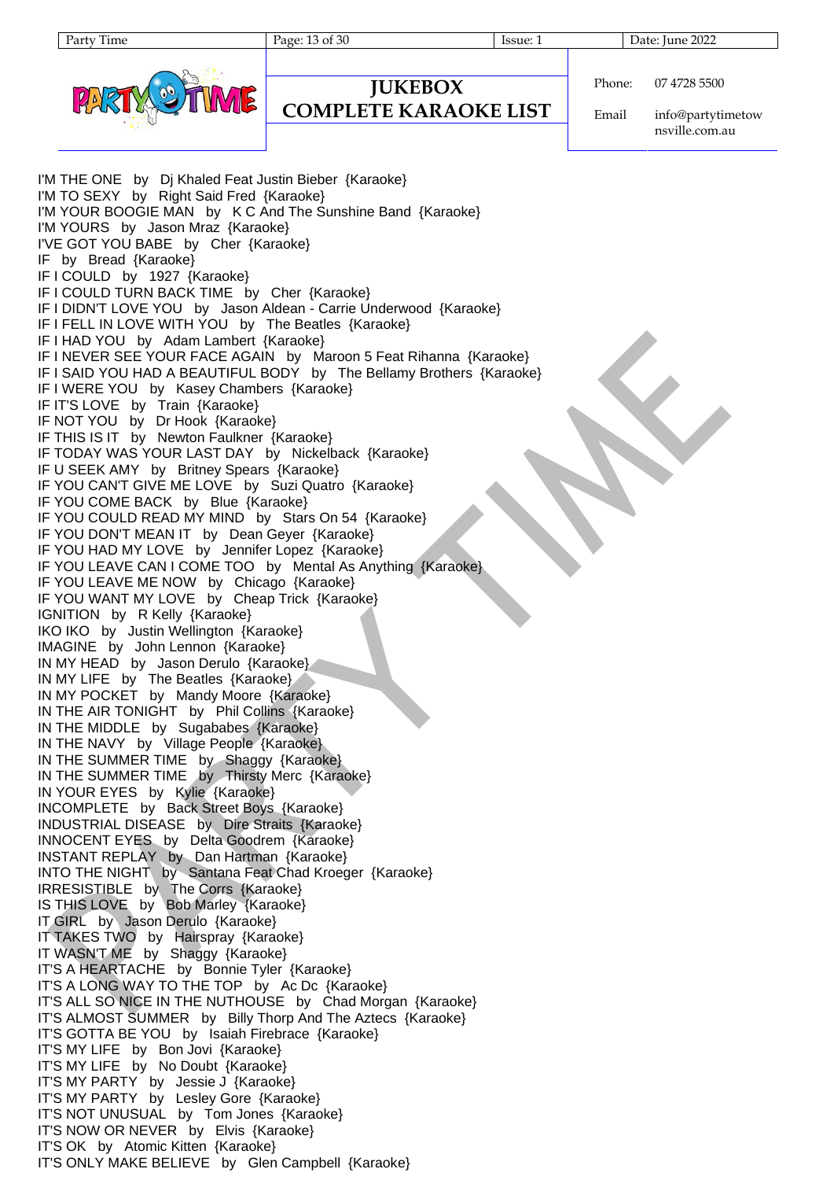# JUKEBOX COMPLETE KARAOKE LIST

Phone: 07 4728 5500

Email: info@partytimetownsville.com.au

I'M THE ONE by Dj Khaled Feat Justin Bieber {Karaoke}
I'M TO SEXY by Right Said Fred {Karaoke}
I'M YOUR BOOGIE MAN by K C And The Sunshine Band {Karaoke}
I'M YOURS by Jason Mraz {Karaoke}
I'VE GOT YOU BABE by Cher {Karaoke}
IF by Bread {Karaoke}
IF I COULD by 1927 {Karaoke}
IF I COULD TURN BACK TIME by Cher {Karaoke}
IF I DIDN'T LOVE YOU by Jason Aldean - Carrie Underwood {Karaoke}
IF I FELL IN LOVE WITH YOU by The Beatles {Karaoke}
IF I HAD YOU by Adam Lambert {Karaoke}
IF I NEVER SEE YOUR FACE AGAIN by Maroon 5 Feat Rihanna {Karaoke}
IF I SAID YOU HAD A BEAUTIFUL BODY by The Bellamy Brothers {Karaoke}
IF I WERE YOU by Kasey Chambers {Karaoke}
IF IT'S LOVE by Train {Karaoke}
IF NOT YOU by Dr Hook {Karaoke}
IF THIS IS IT by Newton Faulkner {Karaoke}
IF TODAY WAS YOUR LAST DAY by Nickelback {Karaoke}
IF U SEEK AMY by Britney Spears {Karaoke}
IF YOU CAN'T GIVE ME LOVE by Suzi Quatro {Karaoke}
IF YOU COME BACK by Blue {Karaoke}
IF YOU COULD READ MY MIND by Stars On 54 {Karaoke}
IF YOU DON'T MEAN IT by Dean Geyer {Karaoke}
IF YOU HAD MY LOVE by Jennifer Lopez {Karaoke}
IF YOU LEAVE CAN I COME TOO by Mental As Anything {Karaoke}
IF YOU LEAVE ME NOW by Chicago {Karaoke}
IF YOU WANT MY LOVE by Cheap Trick {Karaoke}
IGNITION by R Kelly {Karaoke}
IKO IKO by Justin Wellington {Karaoke}
IMAGINE by John Lennon {Karaoke}
IN MY HEAD by Jason Derulo {Karaoke}
IN MY LIFE by The Beatles {Karaoke}
IN MY POCKET by Mandy Moore {Karaoke}
IN THE AIR TONIGHT by Phil Collins {Karaoke}
IN THE MIDDLE by Sugababes {Karaoke}
IN THE NAVY by Village People {Karaoke}
IN THE SUMMER TIME by Shaggy {Karaoke}
IN THE SUMMER TIME by Thirsty Merc {Karaoke}
IN YOUR EYES by Kylie {Karaoke}
INCOMPLETE by Back Street Boys {Karaoke}
INDUSTRIAL DISEASE by Dire Straits {Karaoke}
INNOCENT EYES by Delta Goodrem {Karaoke}
INSTANT REPLAY by Dan Hartman {Karaoke}
INTO THE NIGHT by Santana Feat Chad Kroeger {Karaoke}
IRRESISTIBLE by The Corrs {Karaoke}
IS THIS LOVE by Bob Marley {Karaoke}
IT GIRL by Jason Derulo {Karaoke}
IT TAKES TWO by Hairspray {Karaoke}
IT WASN'T ME by Shaggy {Karaoke}
IT'S A HEARTACHE by Bonnie Tyler {Karaoke}
IT'S A LONG WAY TO THE TOP by Ac Dc {Karaoke}
IT'S ALL SO NICE IN THE NUTHOUSE by Chad Morgan {Karaoke}
IT'S ALMOST SUMMER by Billy Thorp And The Aztecs {Karaoke}
IT'S GOTTA BE YOU by Isaiah Firebrace {Karaoke}
IT'S MY LIFE by Bon Jovi {Karaoke}
IT'S MY LIFE by No Doubt {Karaoke}
IT'S MY PARTY by Jessie J {Karaoke}
IT'S MY PARTY by Lesley Gore {Karaoke}
IT'S NOT UNUSUAL by Tom Jones {Karaoke}
IT'S NOW OR NEVER by Elvis {Karaoke}
IT'S OK by Atomic Kitten {Karaoke}
IT'S ONLY MAKE BELIEVE by Glen Campbell {Karaoke}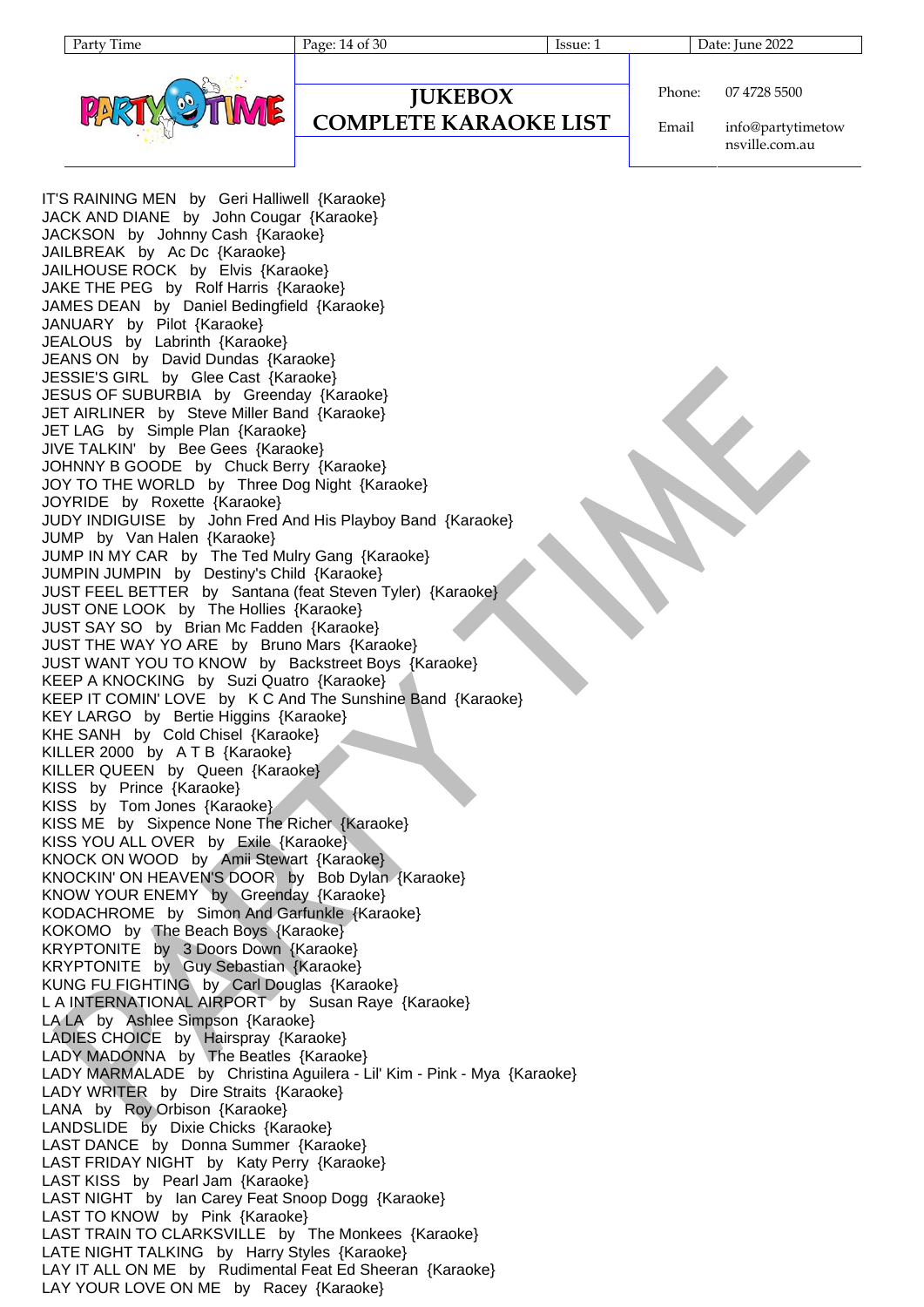# JUKEBOX COMPLETE KARAOKE LIST

Phone: 07 4728 5500

Email: info@partytimetownsville.com.au

IT'S RAINING MEN by Geri Halliwell {Karaoke}
JACK AND DIANE by John Cougar {Karaoke}
JACKSON by Johnny Cash {Karaoke}
JAILBREAK by Ac Dc {Karaoke}
JAILHOUSE ROCK by Elvis {Karaoke}
JAKE THE PEG by Rolf Harris {Karaoke}
JAMES DEAN by Daniel Bedingfield {Karaoke}
JANUARY by Pilot {Karaoke}
JEALOUS by Labrinth {Karaoke}
JEANS ON by David Dundas {Karaoke}
JESSIE'S GIRL by Glee Cast {Karaoke}
JESUS OF SUBURBIA by Greenday {Karaoke}
JET AIRLINER by Steve Miller Band {Karaoke}
JET LAG by Simple Plan {Karaoke}
JIVE TALKIN' by Bee Gees {Karaoke}
JOHNNY B GOODE by Chuck Berry {Karaoke}
JOY TO THE WORLD by Three Dog Night {Karaoke}
JOYRIDE by Roxette {Karaoke}
JUDY INDIGUISE by John Fred And His Playboy Band {Karaoke}
JUMP by Van Halen {Karaoke}
JUMP IN MY CAR by The Ted Mulry Gang {Karaoke}
JUMPIN JUMPIN by Destiny's Child {Karaoke}
JUST FEEL BETTER by Santana (feat Steven Tyler) {Karaoke}
JUST ONE LOOK by The Hollies {Karaoke}
JUST SAY SO by Brian Mc Fadden {Karaoke}
JUST THE WAY YO ARE by Bruno Mars {Karaoke}
JUST WANT YOU TO KNOW by Backstreet Boys {Karaoke}
KEEP A KNOCKING by Suzi Quatro {Karaoke}
KEEP IT COMIN' LOVE by K C And The Sunshine Band {Karaoke}
KEY LARGO by Bertie Higgins {Karaoke}
KHE SANH by Cold Chisel {Karaoke}
KILLER 2000 by A T B {Karaoke}
KILLER QUEEN by Queen {Karaoke}
KISS by Prince {Karaoke}
KISS by Tom Jones {Karaoke}
KISS ME by Sixpence None The Richer {Karaoke}
KISS YOU ALL OVER by Exile {Karaoke}
KNOCK ON WOOD by Amii Stewart {Karaoke}
KNOCKIN' ON HEAVEN'S DOOR by Bob Dylan {Karaoke}
KNOW YOUR ENEMY by Greenday {Karaoke}
KODACHROME by Simon And Garfunkle {Karaoke}
KOKOMO by The Beach Boys {Karaoke}
KRYPTONITE by 3 Doors Down {Karaoke}
KRYPTONITE by Guy Sebastian {Karaoke}
KUNG FU FIGHTING by Carl Douglas {Karaoke}
L A INTERNATIONAL AIRPORT by Susan Raye {Karaoke}
LA LA by Ashlee Simpson {Karaoke}
LADIES CHOICE by Hairspray {Karaoke}
LADY MADONNA by The Beatles {Karaoke}
LADY MARMALADE by Christina Aguilera - Lil' Kim - Pink - Mya {Karaoke}
LADY WRITER by Dire Straits {Karaoke}
LANA by Roy Orbison {Karaoke}
LANDSLIDE by Dixie Chicks {Karaoke}
LAST DANCE by Donna Summer {Karaoke}
LAST FRIDAY NIGHT by Katy Perry {Karaoke}
LAST KISS by Pearl Jam {Karaoke}
LAST NIGHT by Ian Carey Feat Snoop Dogg {Karaoke}
LAST TO KNOW by Pink {Karaoke}
LAST TRAIN TO CLARKSVILLE by The Monkees {Karaoke}
LATE NIGHT TALKING by Harry Styles {Karaoke}
LAY IT ALL ON ME by Rudimental Feat Ed Sheeran {Karaoke}
LAY YOUR LOVE ON ME by Racey {Karaoke}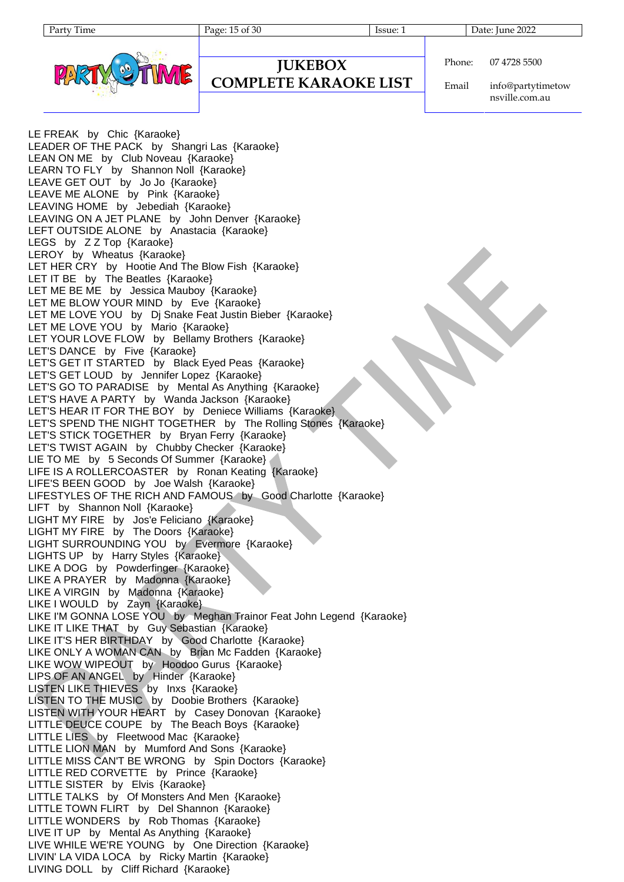# JUKEBOX COMPLETE KARAOKE LIST

Phone: 07 4728 5500

Email: info@partytimetownsville.com.au

LE FREAK by Chic {Karaoke}
LEADER OF THE PACK by Shangri Las {Karaoke}
LEAN ON ME by Club Noveau {Karaoke}
LEARN TO FLY by Shannon Noll {Karaoke}
LEAVE GET OUT by Jo Jo {Karaoke}
LEAVE ME ALONE by Pink {Karaoke}
LEAVING HOME by Jebediah {Karaoke}
LEAVING ON A JET PLANE by John Denver {Karaoke}
LEFT OUTSIDE ALONE by Anastacia {Karaoke}
LEGS by Z Z Top {Karaoke}
LEROY by Wheatus {Karaoke}
LET HER CRY by Hootie And The Blow Fish {Karaoke}
LET IT BE by The Beatles {Karaoke}
LET ME BE ME by Jessica Mauboy {Karaoke}
LET ME BLOW YOUR MIND by Eve {Karaoke}
LET ME LOVE YOU by Dj Snake Feat Justin Bieber {Karaoke}
LET ME LOVE YOU by Mario {Karaoke}
LET YOUR LOVE FLOW by Bellamy Brothers {Karaoke}
LET'S DANCE by Five {Karaoke}
LET'S GET IT STARTED by Black Eyed Peas {Karaoke}
LET'S GET LOUD by Jennifer Lopez {Karaoke}
LET'S GO TO PARADISE by Mental As Anything {Karaoke}
LET'S HAVE A PARTY by Wanda Jackson {Karaoke}
LET'S HEAR IT FOR THE BOY by Deniece Williams {Karaoke}
LET'S SPEND THE NIGHT TOGETHER by The Rolling Stones {Karaoke}
LET'S STICK TOGETHER by Bryan Ferry {Karaoke}
LET'S TWIST AGAIN by Chubby Checker {Karaoke}
LIE TO ME by 5 Seconds Of Summer {Karaoke}
LIFE IS A ROLLERCOASTER by Ronan Keating {Karaoke}
LIFE'S BEEN GOOD by Joe Walsh {Karaoke}
LIFESTYLES OF THE RICH AND FAMOUS by Good Charlotte {Karaoke}
LIFT by Shannon Noll {Karaoke}
LIGHT MY FIRE by Jos'e Feliciano {Karaoke}
LIGHT MY FIRE by The Doors {Karaoke}
LIGHT SURROUNDING YOU by Evermore {Karaoke}
LIGHTS UP by Harry Styles {Karaoke}
LIKE A DOG by Powderfinger {Karaoke}
LIKE A PRAYER by Madonna {Karaoke}
LIKE A VIRGIN by Madonna {Karaoke}
LIKE I WOULD by Zayn {Karaoke}
LIKE I'M GONNA LOSE YOU by Meghan Trainor Feat John Legend {Karaoke}
LIKE IT LIKE THAT by Guy Sebastian {Karaoke}
LIKE IT'S HER BIRTHDAY by Good Charlotte {Karaoke}
LIKE ONLY A WOMAN CAN by Brian Mc Fadden {Karaoke}
LIKE WOW WIPEOUT by Hoodoo Gurus {Karaoke}
LIPS OF AN ANGEL by Hinder {Karaoke}
LISTEN LIKE THIEVES by Inxs {Karaoke}
LISTEN TO THE MUSIC by Doobie Brothers {Karaoke}
LISTEN WITH YOUR HEART by Casey Donovan {Karaoke}
LITTLE DEUCE COUPE by The Beach Boys {Karaoke}
LITTLE LIES by Fleetwood Mac {Karaoke}
LITTLE LION MAN by Mumford And Sons {Karaoke}
LITTLE MISS CAN'T BE WRONG by Spin Doctors {Karaoke}
LITTLE RED CORVETTE by Prince {Karaoke}
LITTLE SISTER by Elvis {Karaoke}
LITTLE TALKS by Of Monsters And Men {Karaoke}
LITTLE TOWN FLIRT by Del Shannon {Karaoke}
LITTLE WONDERS by Rob Thomas {Karaoke}
LIVE IT UP by Mental As Anything {Karaoke}
LIVE WHILE WE'RE YOUNG by One Direction {Karaoke}
LIVIN' LA VIDA LOCA by Ricky Martin {Karaoke}
LIVING DOLL by Cliff Richard {Karaoke}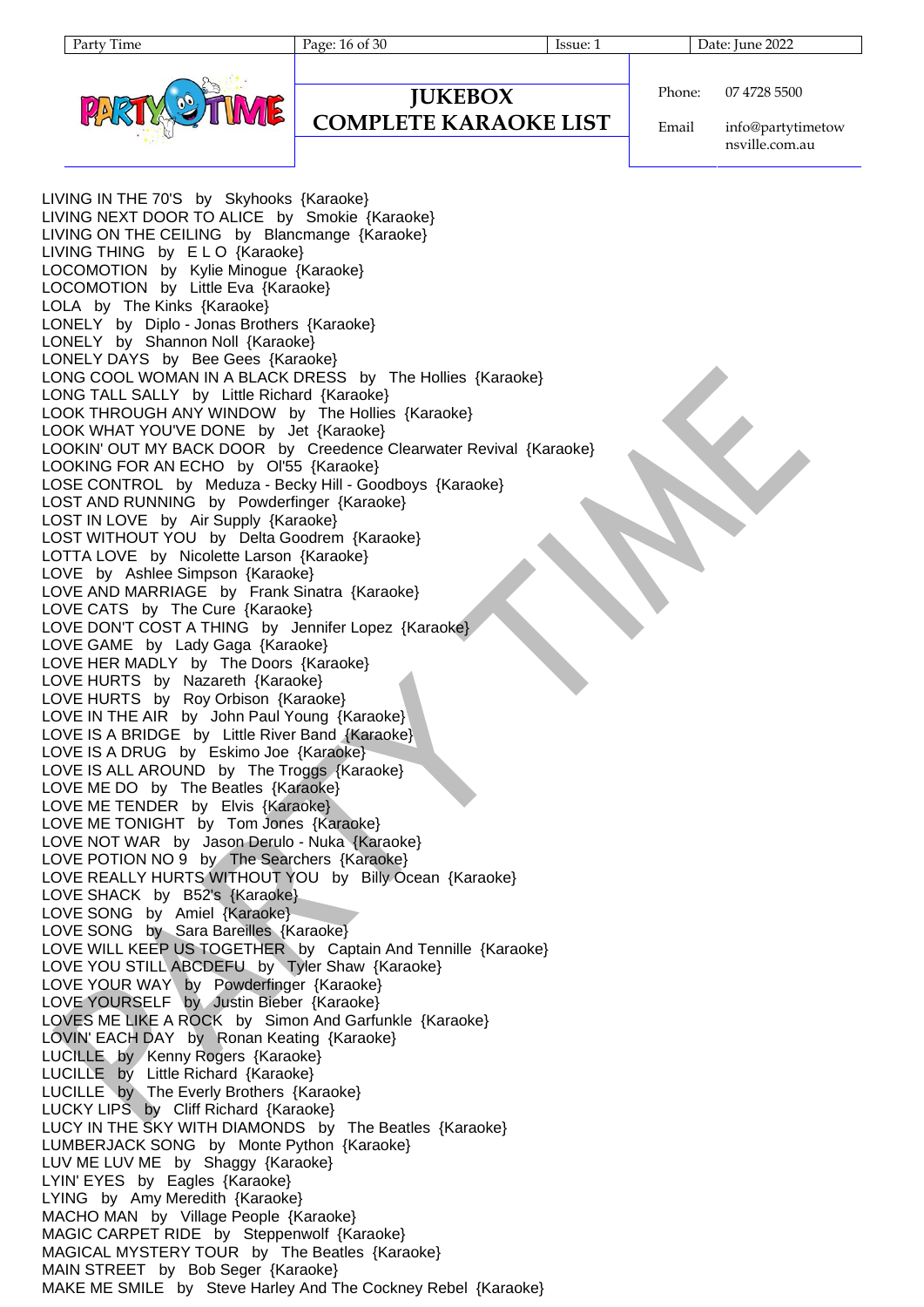# JUKEBOX COMPLETE KARAOKE LIST

Phone: 07 4728 5500

Email: info@partytimetownsville.com.au

LIVING IN THE 70'S by Skyhooks {Karaoke}
LIVING NEXT DOOR TO ALICE by Smokie {Karaoke}
LIVING ON THE CEILING by Blancmange {Karaoke}
LIVING THING by E L O {Karaoke}
LOCOMOTION by Kylie Minogue {Karaoke}
LOCOMOTION by Little Eva {Karaoke}
LOLA by The Kinks {Karaoke}
LONELY by Diplo - Jonas Brothers {Karaoke}
LONELY by Shannon Noll {Karaoke}
LONELY DAYS by Bee Gees {Karaoke}
LONG COOL WOMAN IN A BLACK DRESS by The Hollies {Karaoke}
LONG TALL SALLY by Little Richard {Karaoke}
LOOK THROUGH ANY WINDOW by The Hollies {Karaoke}
LOOK WHAT YOU'VE DONE by Jet {Karaoke}
LOOKIN' OUT MY BACK DOOR by Creedence Clearwater Revival {Karaoke}
LOOKING FOR AN ECHO by Ol'55 {Karaoke}
LOSE CONTROL by Meduza - Becky Hill - Goodboys {Karaoke}
LOST AND RUNNING by Powderfinger {Karaoke}
LOST IN LOVE by Air Supply {Karaoke}
LOST WITHOUT YOU by Delta Goodrem {Karaoke}
LOTTA LOVE by Nicolette Larson {Karaoke}
LOVE by Ashlee Simpson {Karaoke}
LOVE AND MARRIAGE by Frank Sinatra {Karaoke}
LOVE CATS by The Cure {Karaoke}
LOVE DON'T COST A THING by Jennifer Lopez {Karaoke}
LOVE GAME by Lady Gaga {Karaoke}
LOVE HER MADLY by The Doors {Karaoke}
LOVE HURTS by Nazareth {Karaoke}
LOVE HURTS by Roy Orbison {Karaoke}
LOVE IN THE AIR by John Paul Young {Karaoke}
LOVE IS A BRIDGE by Little River Band {Karaoke}
LOVE IS A DRUG by Eskimo Joe {Karaoke}
LOVE IS ALL AROUND by The Troggs {Karaoke}
LOVE ME DO by The Beatles {Karaoke}
LOVE ME TENDER by Elvis {Karaoke}
LOVE ME TONIGHT by Tom Jones {Karaoke}
LOVE NOT WAR by Jason Derulo - Nuka {Karaoke}
LOVE POTION NO 9 by The Searchers {Karaoke}
LOVE REALLY HURTS WITHOUT YOU by Billy Ocean {Karaoke}
LOVE SHACK by B52's {Karaoke}
LOVE SONG by Amiel {Karaoke}
LOVE SONG by Sara Bareilles {Karaoke}
LOVE WILL KEEP US TOGETHER by Captain And Tennille {Karaoke}
LOVE YOU STILL ABCDEFU by Tyler Shaw {Karaoke}
LOVE YOUR WAY by Powderfinger {Karaoke}
LOVE YOURSELF by Justin Bieber {Karaoke}
LOVES ME LIKE A ROCK by Simon And Garfunkle {Karaoke}
LOVIN' EACH DAY by Ronan Keating {Karaoke}
LUCILLE by Kenny Rogers {Karaoke}
LUCILLE by Little Richard {Karaoke}
LUCILLE by The Everly Brothers {Karaoke}
LUCKY LIPS by Cliff Richard {Karaoke}
LUCY IN THE SKY WITH DIAMONDS by The Beatles {Karaoke}
LUMBERJACK SONG by Monte Python {Karaoke}
LUV ME LUV ME by Shaggy {Karaoke}
LYIN' EYES by Eagles {Karaoke}
LYING by Amy Meredith {Karaoke}
MACHO MAN by Village People {Karaoke}
MAGIC CARPET RIDE by Steppenwolf {Karaoke}
MAGICAL MYSTERY TOUR by The Beatles {Karaoke}
MAIN STREET by Bob Seger {Karaoke}
MAKE ME SMILE by Steve Harley And The Cockney Rebel {Karaoke}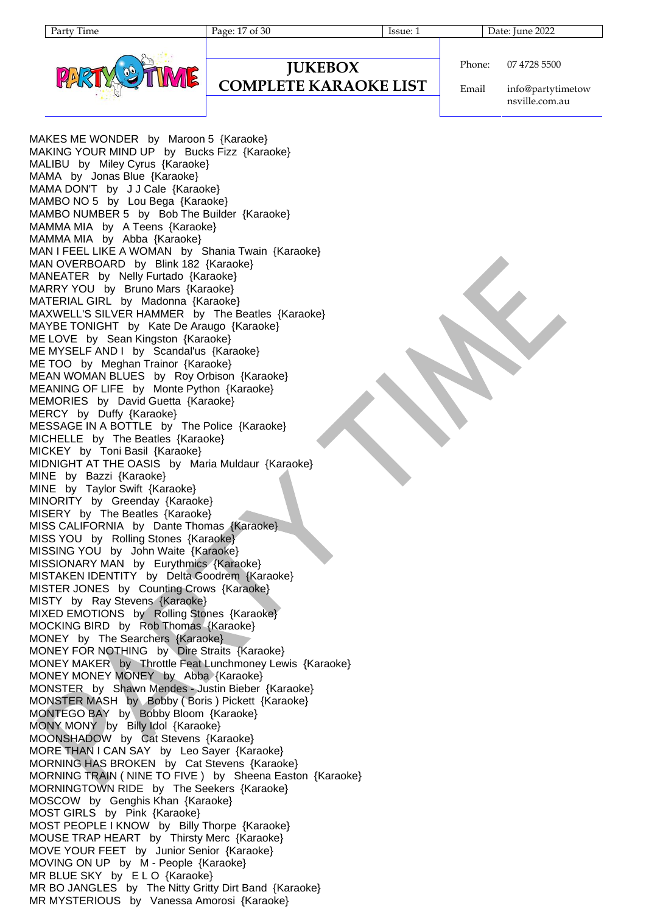# JUKEBOX COMPLETE KARAOKE LIST

Phone: 07 4728 5500

Email: info@partytimetownsville.com.au

MAKES ME WONDER by Maroon 5 {Karaoke}
MAKING YOUR MIND UP by Bucks Fizz {Karaoke}
MALIBU by Miley Cyrus {Karaoke}
MAMA by Jonas Blue {Karaoke}
MAMA DON'T by J J Cale {Karaoke}
MAMBO NO 5 by Lou Bega {Karaoke}
MAMBO NUMBER 5 by Bob The Builder {Karaoke}
MAMMA MIA by A Teens {Karaoke}
MAMMA MIA by Abba {Karaoke}
MAN I FEEL LIKE A WOMAN by Shania Twain {Karaoke}
MAN OVERBOARD by Blink 182 {Karaoke}
MANEATER by Nelly Furtado {Karaoke}
MARRY YOU by Bruno Mars {Karaoke}
MATERIAL GIRL by Madonna {Karaoke}
MAXWELL'S SILVER HAMMER by The Beatles {Karaoke}
MAYBE TONIGHT by Kate De Araugo {Karaoke}
ME LOVE by Sean Kingston {Karaoke}
ME MYSELF AND I by Scandal'us {Karaoke}
ME TOO by Meghan Trainor {Karaoke}
MEAN WOMAN BLUES by Roy Orbison {Karaoke}
MEANING OF LIFE by Monte Python {Karaoke}
MEMORIES by David Guetta {Karaoke}
MERCY by Duffy {Karaoke}
MESSAGE IN A BOTTLE by The Police {Karaoke}
MICHELLE by The Beatles {Karaoke}
MICKEY by Toni Basil {Karaoke}
MIDNIGHT AT THE OASIS by Maria Muldaur {Karaoke}
MINE by Bazzi {Karaoke}
MINE by Taylor Swift {Karaoke}
MINORITY by Greenday {Karaoke}
MISERY by The Beatles {Karaoke}
MISS CALIFORNIA by Dante Thomas {Karaoke}
MISS YOU by Rolling Stones {Karaoke}
MISSING YOU by John Waite {Karaoke}
MISSIONARY MAN by Eurythmics {Karaoke}
MISTAKEN IDENTITY by Delta Goodrem {Karaoke}
MISTER JONES by Counting Crows {Karaoke}
MISTY by Ray Stevens {Karaoke}
MIXED EMOTIONS by Rolling Stones {Karaoke}
MOCKING BIRD by Rob Thomas {Karaoke}
MONEY by The Searchers {Karaoke}
MONEY FOR NOTHING by Dire Straits {Karaoke}
MONEY MAKER by Throttle Feat Lunchmoney Lewis {Karaoke}
MONEY MONEY MONEY by Abba {Karaoke}
MONSTER by Shawn Mendes - Justin Bieber {Karaoke}
MONSTER MASH by Bobby ( Boris ) Pickett {Karaoke}
MONTEGO BAY by Bobby Bloom {Karaoke}
MONY MONY by Billy Idol {Karaoke}
MOONSHADOW by Cat Stevens {Karaoke}
MORE THAN I CAN SAY by Leo Sayer {Karaoke}
MORNING HAS BROKEN by Cat Stevens {Karaoke}
MORNING TRAIN ( NINE TO FIVE ) by Sheena Easton {Karaoke}
MORNINGTOWN RIDE by The Seekers {Karaoke}
MOSCOW by Genghis Khan {Karaoke}
MOST GIRLS by Pink {Karaoke}
MOST PEOPLE I KNOW by Billy Thorpe {Karaoke}
MOUSE TRAP HEART by Thirsty Merc {Karaoke}
MOVE YOUR FEET by Junior Senior {Karaoke}
MOVING ON UP by M - People {Karaoke}
MR BLUE SKY by E L O {Karaoke}
MR BO JANGLES by The Nitty Gritty Dirt Band {Karaoke}
MR MYSTERIOUS by Vanessa Amorosi {Karaoke}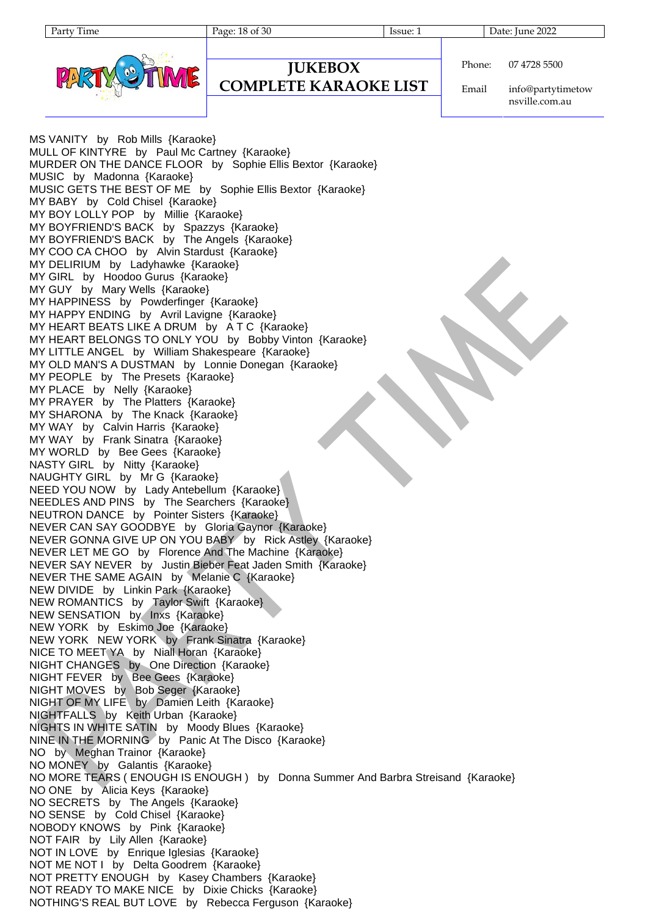# JUKEBOX COMPLETE KARAOKE LIST

Phone: 07 4728 5500

Email info@partytimetownsville.com.au

MS VANITY by Rob Mills {Karaoke}
MULL OF KINTYRE by Paul Mc Cartney {Karaoke}
MURDER ON THE DANCE FLOOR by Sophie Ellis Bextor {Karaoke}
MUSIC by Madonna {Karaoke}
MUSIC GETS THE BEST OF ME by Sophie Ellis Bextor {Karaoke}
MY BABY by Cold Chisel {Karaoke}
MY BOY LOLLY POP by Millie {Karaoke}
MY BOYFRIEND'S BACK by Spazzys {Karaoke}
MY BOYFRIEND'S BACK by The Angels {Karaoke}
MY COO CA CHOO by Alvin Stardust {Karaoke}
MY DELIRIUM by Ladyhawke {Karaoke}
MY GIRL by Hoodoo Gurus {Karaoke}
MY GUY by Mary Wells {Karaoke}
MY HAPPINESS by Powderfinger {Karaoke}
MY HAPPY ENDING by Avril Lavigne {Karaoke}
MY HEART BEATS LIKE A DRUM by A T C {Karaoke}
MY HEART BELONGS TO ONLY YOU by Bobby Vinton {Karaoke}
MY LITTLE ANGEL by William Shakespeare {Karaoke}
MY OLD MAN'S A DUSTMAN by Lonnie Donegan {Karaoke}
MY PEOPLE by The Presets {Karaoke}
MY PLACE by Nelly {Karaoke}
MY PRAYER by The Platters {Karaoke}
MY SHARONA by The Knack {Karaoke}
MY WAY by Calvin Harris {Karaoke}
MY WAY by Frank Sinatra {Karaoke}
MY WORLD by Bee Gees {Karaoke}
NASTY GIRL by Nitty {Karaoke}
NAUGHTY GIRL by Mr G {Karaoke}
NEED YOU NOW by Lady Antebellum {Karaoke}
NEEDLES AND PINS by The Searchers {Karaoke}
NEUTRON DANCE by Pointer Sisters {Karaoke}
NEVER CAN SAY GOODBYE by Gloria Gaynor {Karaoke}
NEVER GONNA GIVE UP ON YOU BABY by Rick Astley {Karaoke}
NEVER LET ME GO by Florence And The Machine {Karaoke}
NEVER SAY NEVER by Justin Bieber Feat Jaden Smith {Karaoke}
NEVER THE SAME AGAIN by Melanie C {Karaoke}
NEW DIVIDE by Linkin Park {Karaoke}
NEW ROMANTICS by Taylor Swift {Karaoke}
NEW SENSATION by Inxs {Karaoke}
NEW YORK by Eskimo Joe {Karaoke}
NEW YORK NEW YORK by Frank Sinatra {Karaoke}
NICE TO MEET YA by Niall Horan {Karaoke}
NIGHT CHANGES by One Direction {Karaoke}
NIGHT FEVER by Bee Gees {Karaoke}
NIGHT MOVES by Bob Seger {Karaoke}
NIGHT OF MY LIFE by Damien Leith {Karaoke}
NIGHTFALLS by Keith Urban {Karaoke}
NIGHTS IN WHITE SATIN by Moody Blues {Karaoke}
NINE IN THE MORNING by Panic At The Disco {Karaoke}
NO by Meghan Trainor {Karaoke}
NO MONEY by Galantis {Karaoke}
NO MORE TEARS ( ENOUGH IS ENOUGH ) by Donna Summer And Barbra Streisand {Karaoke}
NO ONE by Alicia Keys {Karaoke}
NO SECRETS by The Angels {Karaoke}
NO SENSE by Cold Chisel {Karaoke}
NOBODY KNOWS by Pink {Karaoke}
NOT FAIR by Lily Allen {Karaoke}
NOT IN LOVE by Enrique Iglesias {Karaoke}
NOT ME NOT I by Delta Goodrem {Karaoke}
NOT PRETTY ENOUGH by Kasey Chambers {Karaoke}
NOT READY TO MAKE NICE by Dixie Chicks {Karaoke}
NOTHING'S REAL BUT LOVE by Rebecca Ferguson {Karaoke}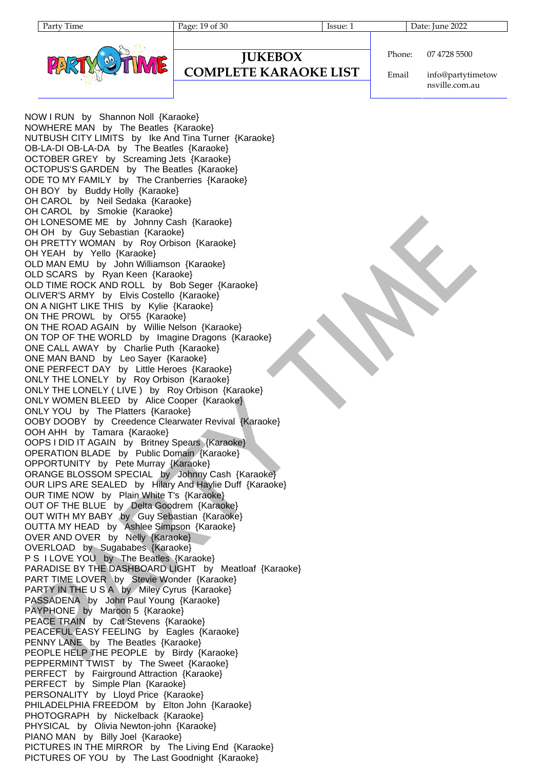# JUKEBOX COMPLETE KARAOKE LIST

Phone: 07 4728 5500

Email: info@partytimetownsville.com.au

NOW I RUN by Shannon Noll {Karaoke}
NOWHERE MAN by The Beatles {Karaoke}
NUTBUSH CITY LIMITS by Ike And Tina Turner {Karaoke}
OB-LA-DI OB-LA-DA by The Beatles {Karaoke}
OCTOBER GREY by Screaming Jets {Karaoke}
OCTOPUS'S GARDEN by The Beatles {Karaoke}
ODE TO MY FAMILY by The Cranberries {Karaoke}
OH BOY by Buddy Holly {Karaoke}
OH CAROL by Neil Sedaka {Karaoke}
OH CAROL by Smokie {Karaoke}
OH LONESOME ME by Johnny Cash {Karaoke}
OH OH by Guy Sebastian {Karaoke}
OH PRETTY WOMAN by Roy Orbison {Karaoke}
OH YEAH by Yello {Karaoke}
OLD MAN EMU by John Williamson {Karaoke}
OLD SCARS by Ryan Keen {Karaoke}
OLD TIME ROCK AND ROLL by Bob Seger {Karaoke}
OLIVER'S ARMY by Elvis Costello {Karaoke}
ON A NIGHT LIKE THIS by Kylie {Karaoke}
ON THE PROWL by Ol'55 {Karaoke}
ON THE ROAD AGAIN by Willie Nelson {Karaoke}
ON TOP OF THE WORLD by Imagine Dragons {Karaoke}
ONE CALL AWAY by Charlie Puth {Karaoke}
ONE MAN BAND by Leo Sayer {Karaoke}
ONE PERFECT DAY by Little Heroes {Karaoke}
ONLY THE LONELY by Roy Orbison {Karaoke}
ONLY THE LONELY ( LIVE ) by Roy Orbison {Karaoke}
ONLY WOMEN BLEED by Alice Cooper {Karaoke}
ONLY YOU by The Platters {Karaoke}
OOBY DOOBY by Creedence Clearwater Revival {Karaoke}
OOH AHH by Tamara {Karaoke}
OOPS I DID IT AGAIN by Britney Spears {Karaoke}
OPERATION BLADE by Public Domain {Karaoke}
OPPORTUNITY by Pete Murray {Karaoke}
ORANGE BLOSSOM SPECIAL by Johnny Cash {Karaoke}
OUR LIPS ARE SEALED by Hilary And Haylie Duff {Karaoke}
OUR TIME NOW by Plain White T's {Karaoke}
OUT OF THE BLUE by Delta Goodrem {Karaoke}
OUT WITH MY BABY by Guy Sebastian {Karaoke}
OUTTA MY HEAD by Ashlee Simpson {Karaoke}
OVER AND OVER by Nelly {Karaoke}
OVERLOAD by Sugababes {Karaoke}
P S I LOVE YOU by The Beatles {Karaoke}
PARADISE BY THE DASHBOARD LIGHT by Meatloaf {Karaoke}
PART TIME LOVER by Stevie Wonder {Karaoke}
PARTY IN THE U S A by Miley Cyrus {Karaoke}
PASSADENA by John Paul Young {Karaoke}
PAYPHONE by Maroon 5 {Karaoke}
PEACE TRAIN by Cat Stevens {Karaoke}
PEACEFUL EASY FEELING by Eagles {Karaoke}
PENNY LANE by The Beatles {Karaoke}
PEOPLE HELP THE PEOPLE by Birdy {Karaoke}
PEPPERMINT TWIST by The Sweet {Karaoke}
PERFECT by Fairground Attraction {Karaoke}
PERFECT by Simple Plan {Karaoke}
PERSONALITY by Lloyd Price {Karaoke}
PHILADELPHIA FREEDOM by Elton John {Karaoke}
PHOTOGRAPH by Nickelback {Karaoke}
PHYSICAL by Olivia Newton-john {Karaoke}
PIANO MAN by Billy Joel {Karaoke}
PICTURES IN THE MIRROR by The Living End {Karaoke}
PICTURES OF YOU by The Last Goodnight {Karaoke}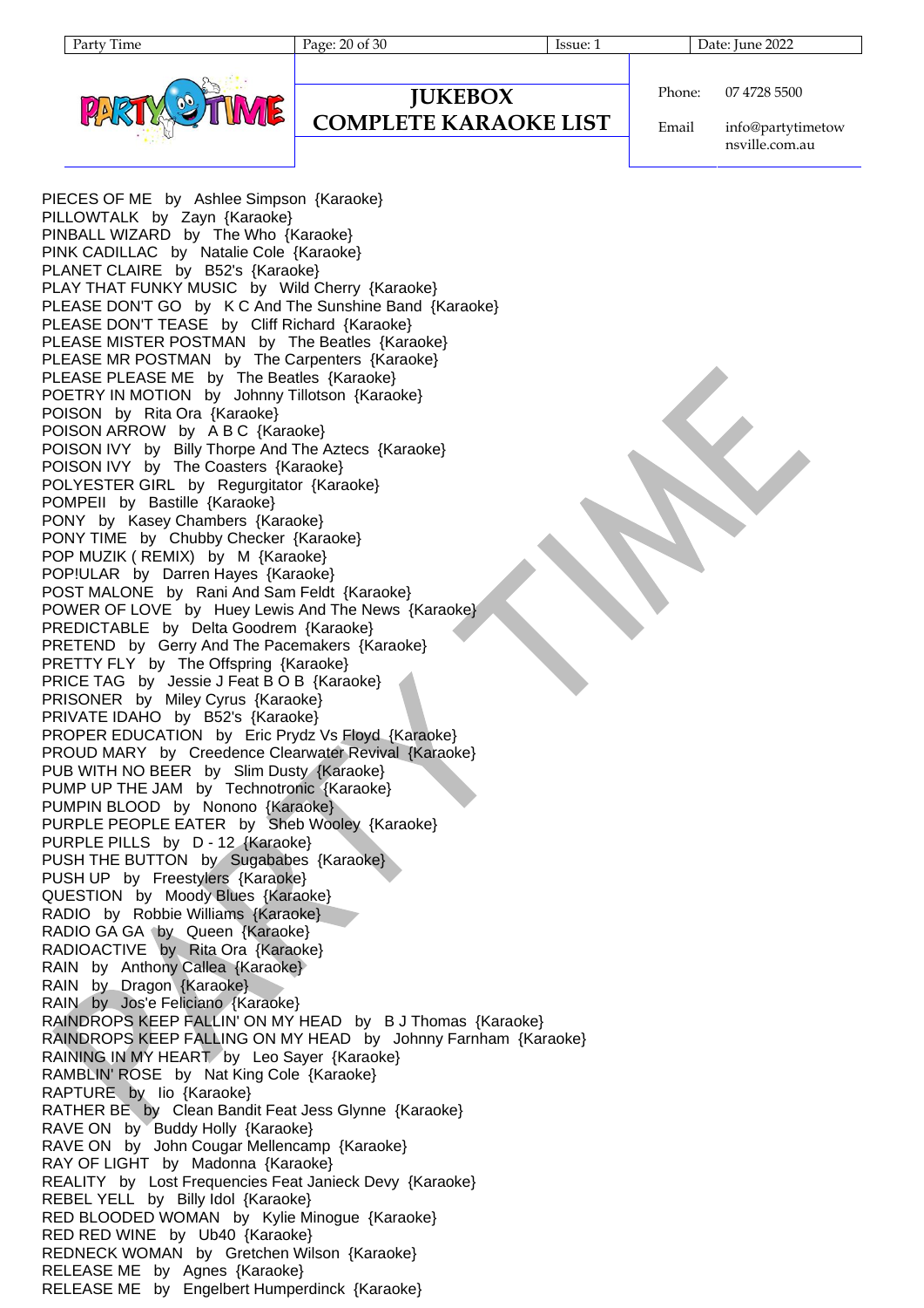# JUKEBOX COMPLETE KARAOKE LIST

Phone: 07 4728 5500

Email: info@partytimetownsville.com.au

PIECES OF ME by Ashlee Simpson {Karaoke}
PILLOWTALK by Zayn {Karaoke}
PINBALL WIZARD by The Who {Karaoke}
PINK CADILLAC by Natalie Cole {Karaoke}
PLANET CLAIRE by B52's {Karaoke}
PLAY THAT FUNKY MUSIC by Wild Cherry {Karaoke}
PLEASE DON'T GO by K C And The Sunshine Band {Karaoke}
PLEASE DON'T TEASE by Cliff Richard {Karaoke}
PLEASE MISTER POSTMAN by The Beatles {Karaoke}
PLEASE MR POSTMAN by The Carpenters {Karaoke}
PLEASE PLEASE ME by The Beatles {Karaoke}
POETRY IN MOTION by Johnny Tillotson {Karaoke}
POISON by Rita Ora {Karaoke}
POISON ARROW by A B C {Karaoke}
POISON IVY by Billy Thorpe And The Aztecs {Karaoke}
POISON IVY by The Coasters {Karaoke}
POLYESTER GIRL by Regurgitator {Karaoke}
POMPEII by Bastille {Karaoke}
PONY by Kasey Chambers {Karaoke}
PONY TIME by Chubby Checker {Karaoke}
POP MUZIK ( REMIX) by M {Karaoke}
POP!ULAR by Darren Hayes {Karaoke}
POST MALONE by Rani And Sam Feldt {Karaoke}
POWER OF LOVE by Huey Lewis And The News {Karaoke}
PREDICTABLE by Delta Goodrem {Karaoke}
PRETEND by Gerry And The Pacemakers {Karaoke}
PRETTY FLY by The Offspring {Karaoke}
PRICE TAG by Jessie J Feat B O B {Karaoke}
PRISONER by Miley Cyrus {Karaoke}
PRIVATE IDAHO by B52's {Karaoke}
PROPER EDUCATION by Eric Prydz Vs Floyd {Karaoke}
PROUD MARY by Creedence Clearwater Revival {Karaoke}
PUB WITH NO BEER by Slim Dusty {Karaoke}
PUMP UP THE JAM by Technotronic {Karaoke}
PUMPIN BLOOD by Nonono {Karaoke}
PURPLE PEOPLE EATER by Sheb Wooley {Karaoke}
PURPLE PILLS by D - 12 {Karaoke}
PUSH THE BUTTON by Sugababes {Karaoke}
PUSH UP by Freestylers {Karaoke}
QUESTION by Moody Blues {Karaoke}
RADIO by Robbie Williams {Karaoke}
RADIO GA GA by Queen {Karaoke}
RADIOACTIVE by Rita Ora {Karaoke}
RAIN by Anthony Callea {Karaoke}
RAIN by Dragon {Karaoke}
RAIN by Jos'e Feliciano {Karaoke}
RAINDROPS KEEP FALLIN' ON MY HEAD by B J Thomas {Karaoke}
RAINDROPS KEEP FALLING ON MY HEAD by Johnny Farnham {Karaoke}
RAINING IN MY HEART by Leo Sayer {Karaoke}
RAMBLIN' ROSE by Nat King Cole {Karaoke}
RAPTURE by Iio {Karaoke}
RATHER BE by Clean Bandit Feat Jess Glynne {Karaoke}
RAVE ON by Buddy Holly {Karaoke}
RAVE ON by John Cougar Mellencamp {Karaoke}
RAY OF LIGHT by Madonna {Karaoke}
REALITY by Lost Frequencies Feat Janieck Devy {Karaoke}
REBEL YELL by Billy Idol {Karaoke}
RED BLOODED WOMAN by Kylie Minogue {Karaoke}
RED RED WINE by Ub40 {Karaoke}
REDNECK WOMAN by Gretchen Wilson {Karaoke}
RELEASE ME by Agnes {Karaoke}
RELEASE ME by Engelbert Humperdinck {Karaoke}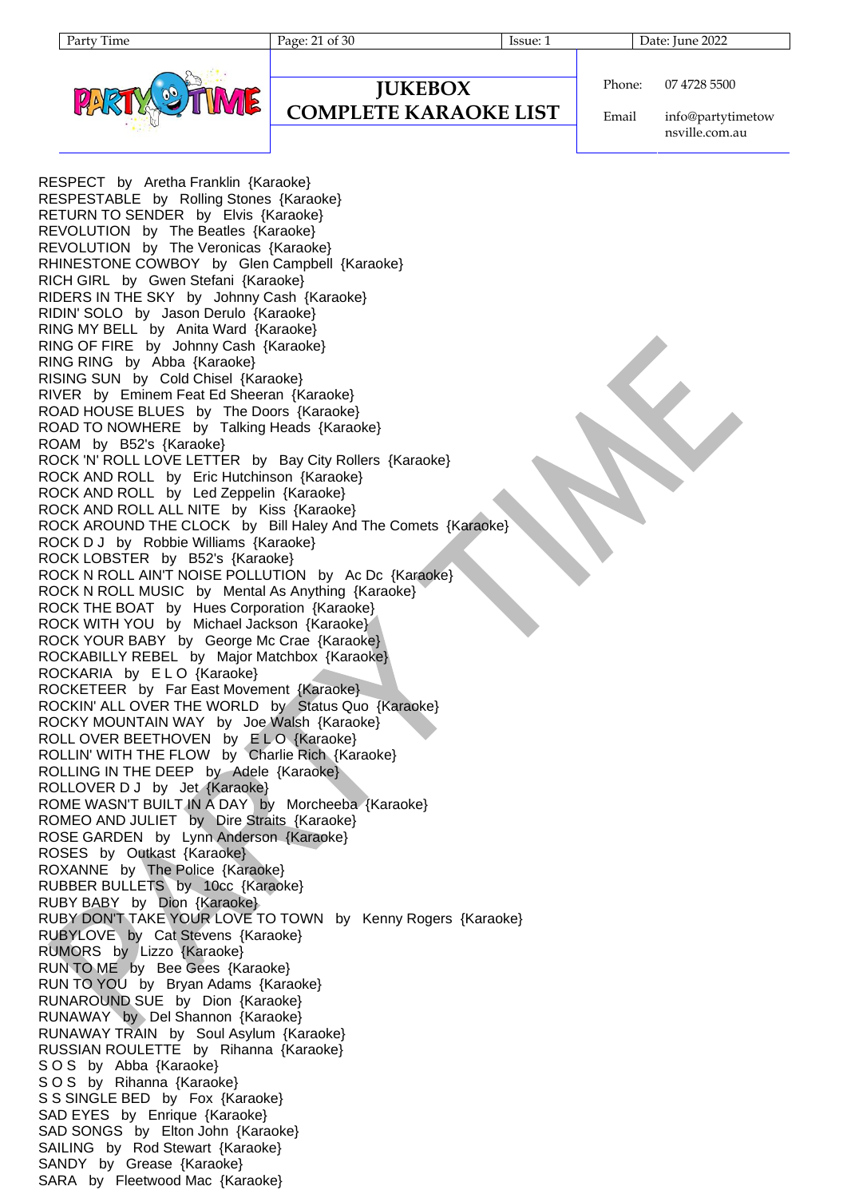# JUKEBOX COMPLETE KARAOKE LIST

RESPECT by Aretha Franklin {Karaoke}
RESPESTABLE by Rolling Stones {Karaoke}
RETURN TO SENDER by Elvis {Karaoke}
REVOLUTION by The Beatles {Karaoke}
REVOLUTION by The Veronicas {Karaoke}
RHINESTONE COWBOY by Glen Campbell {Karaoke}
RICH GIRL by Gwen Stefani {Karaoke}
RIDERS IN THE SKY by Johnny Cash {Karaoke}
RIDIN' SOLO by Jason Derulo {Karaoke}
RING MY BELL by Anita Ward {Karaoke}
RING OF FIRE by Johnny Cash {Karaoke}
RING RING by Abba {Karaoke}
RISING SUN by Cold Chisel {Karaoke}
RIVER by Eminem Feat Ed Sheeran {Karaoke}
ROAD HOUSE BLUES by The Doors {Karaoke}
ROAD TO NOWHERE by Talking Heads {Karaoke}
ROAM by B52's {Karaoke}
ROCK 'N' ROLL LOVE LETTER by Bay City Rollers {Karaoke}
ROCK AND ROLL by Eric Hutchinson {Karaoke}
ROCK AND ROLL by Led Zeppelin {Karaoke}
ROCK AND ROLL ALL NITE by Kiss {Karaoke}
ROCK AROUND THE CLOCK by Bill Haley And The Comets {Karaoke}
ROCK D J by Robbie Williams {Karaoke}
ROCK LOBSTER by B52's {Karaoke}
ROCK N ROLL AIN'T NOISE POLLUTION by Ac Dc {Karaoke}
ROCK N ROLL MUSIC by Mental As Anything {Karaoke}
ROCK THE BOAT by Hues Corporation {Karaoke}
ROCK WITH YOU by Michael Jackson {Karaoke}
ROCK YOUR BABY by George Mc Crae {Karaoke}
ROCKABILLY REBEL by Major Matchbox {Karaoke}
ROCKARIA by E L O {Karaoke}
ROCKETEER by Far East Movement {Karaoke}
ROCKIN' ALL OVER THE WORLD by Status Quo {Karaoke}
ROCKY MOUNTAIN WAY by Joe Walsh {Karaoke}
ROLL OVER BEETHOVEN by E L O {Karaoke}
ROLLIN' WITH THE FLOW by Charlie Rich {Karaoke}
ROLLING IN THE DEEP by Adele {Karaoke}
ROLLOVER D J by Jet {Karaoke}
ROME WASN'T BUILT IN A DAY by Morcheeba {Karaoke}
ROMEO AND JULIET by Dire Straits {Karaoke}
ROSE GARDEN by Lynn Anderson {Karaoke}
ROSES by Outkast {Karaoke}
ROXANNE by The Police {Karaoke}
RUBBER BULLETS by 10cc {Karaoke}
RUBY BABY by Dion {Karaoke}
RUBY DON'T TAKE YOUR LOVE TO TOWN by Kenny Rogers {Karaoke}
RUBYLOVE by Cat Stevens {Karaoke}
RUMORS by Lizzo {Karaoke}
RUN TO ME by Bee Gees {Karaoke}
RUN TO YOU by Bryan Adams {Karaoke}
RUNAROUND SUE by Dion {Karaoke}
RUNAWAY by Del Shannon {Karaoke}
RUNAWAY TRAIN by Soul Asylum {Karaoke}
RUSSIAN ROULETTE by Rihanna {Karaoke}
S O S by Abba {Karaoke}
S O S by Rihanna {Karaoke}
S S SINGLE BED by Fox {Karaoke}
SAD EYES by Enrique {Karaoke}
SAD SONGS by Elton John {Karaoke}
SAILING by Rod Stewart {Karaoke}
SANDY by Grease {Karaoke}
SARA by Fleetwood Mac {Karaoke}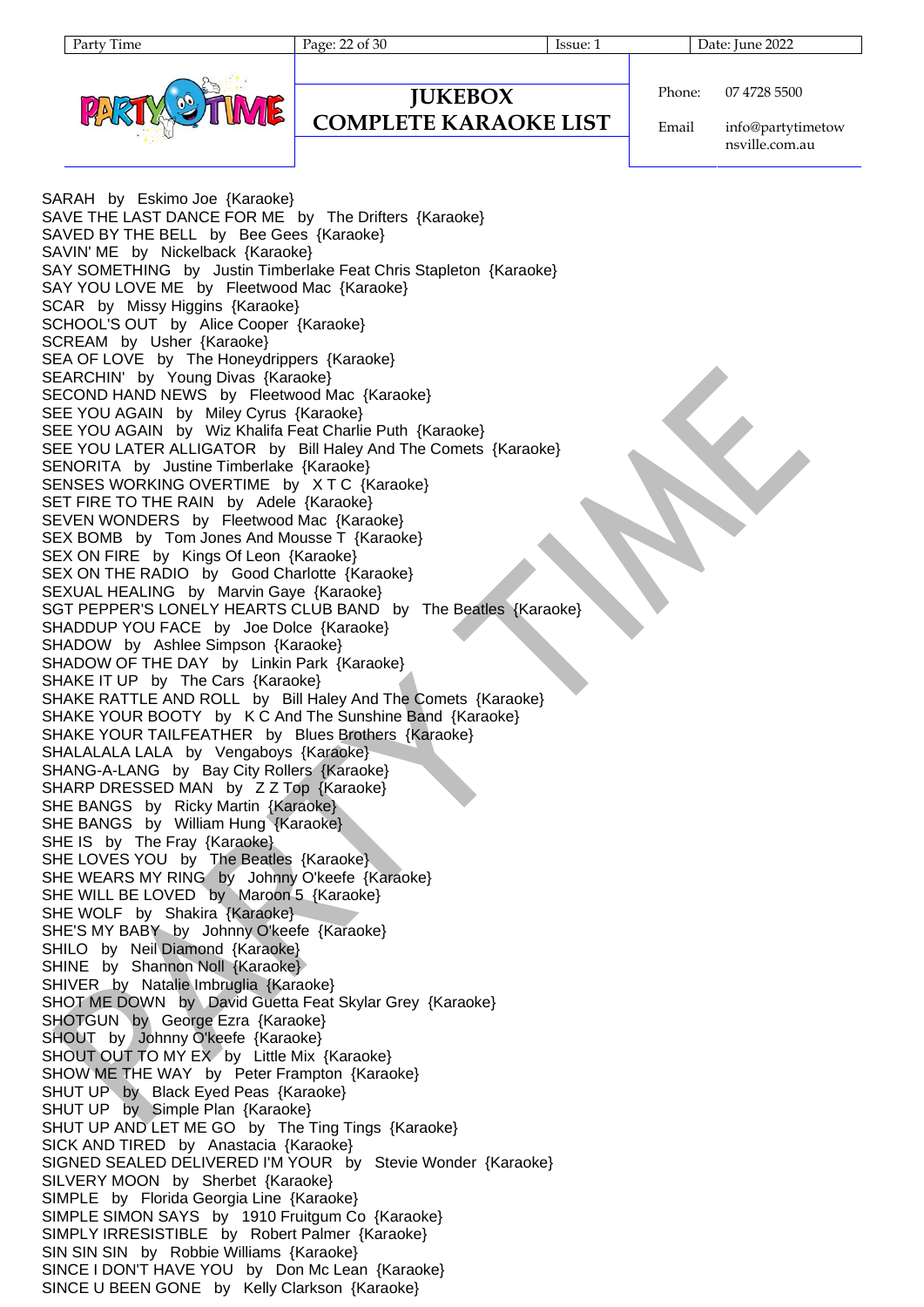# JUKEBOX COMPLETE KARAOKE LIST

SARAH by Eskimo Joe {Karaoke}
SAVE THE LAST DANCE FOR ME by The Drifters {Karaoke}
SAVED BY THE BELL by Bee Gees {Karaoke}
SAVIN' ME by Nickelback {Karaoke}
SAY SOMETHING by Justin Timberlake Feat Chris Stapleton {Karaoke}
SAY YOU LOVE ME by Fleetwood Mac {Karaoke}
SCAR by Missy Higgins {Karaoke}
SCHOOL'S OUT by Alice Cooper {Karaoke}
SCREAM by Usher {Karaoke}
SEA OF LOVE by The Honeydrippers {Karaoke}
SEARCHIN' by Young Divas {Karaoke}
SECOND HAND NEWS by Fleetwood Mac {Karaoke}
SEE YOU AGAIN by Miley Cyrus {Karaoke}
SEE YOU AGAIN by Wiz Khalifa Feat Charlie Puth {Karaoke}
SEE YOU LATER ALLIGATOR by Bill Haley And The Comets {Karaoke}
SENORITA by Justine Timberlake {Karaoke}
SENSES WORKING OVERTIME by X T C {Karaoke}
SET FIRE TO THE RAIN by Adele {Karaoke}
SEVEN WONDERS by Fleetwood Mac {Karaoke}
SEX BOMB by Tom Jones And Mousse T {Karaoke}
SEX ON FIRE by Kings Of Leon {Karaoke}
SEX ON THE RADIO by Good Charlotte {Karaoke}
SEXUAL HEALING by Marvin Gaye {Karaoke}
SGT PEPPER'S LONELY HEARTS CLUB BAND by The Beatles {Karaoke}
SHADDUP YOU FACE by Joe Dolce {Karaoke}
SHADOW by Ashlee Simpson {Karaoke}
SHADOW OF THE DAY by Linkin Park {Karaoke}
SHAKE IT UP by The Cars {Karaoke}
SHAKE RATTLE AND ROLL by Bill Haley And The Comets {Karaoke}
SHAKE YOUR BOOTY by K C And The Sunshine Band {Karaoke}
SHAKE YOUR TAILFEATHER by Blues Brothers {Karaoke}
SHALALALA LALA by Vengaboys {Karaoke}
SHANG-A-LANG by Bay City Rollers {Karaoke}
SHARP DRESSED MAN by Z Z Top {Karaoke}
SHE BANGS by Ricky Martin {Karaoke}
SHE BANGS by William Hung {Karaoke}
SHE IS by The Fray {Karaoke}
SHE LOVES YOU by The Beatles {Karaoke}
SHE WEARS MY RING by Johnny O'keefe {Karaoke}
SHE WILL BE LOVED by Maroon 5 {Karaoke}
SHE WOLF by Shakira {Karaoke}
SHE'S MY BABY by Johnny O'keefe {Karaoke}
SHILO by Neil Diamond {Karaoke}
SHINE by Shannon Noll {Karaoke}
SHIVER by Natalie Imbruglia {Karaoke}
SHOT ME DOWN by David Guetta Feat Skylar Grey {Karaoke}
SHOTGUN by George Ezra {Karaoke}
SHOUT by Johnny O'keefe {Karaoke}
SHOUT OUT TO MY EX by Little Mix {Karaoke}
SHOW ME THE WAY by Peter Frampton {Karaoke}
SHUT UP by Black Eyed Peas {Karaoke}
SHUT UP by Simple Plan {Karaoke}
SHUT UP AND LET ME GO by The Ting Tings {Karaoke}
SICK AND TIRED by Anastacia {Karaoke}
SIGNED SEALED DELIVERED I'M YOUR by Stevie Wonder {Karaoke}
SILVERY MOON by Sherbet {Karaoke}
SIMPLE by Florida Georgia Line {Karaoke}
SIMPLE SIMON SAYS by 1910 Fruitgum Co {Karaoke}
SIMPLY IRRESISTIBLE by Robert Palmer {Karaoke}
SIN SIN SIN by Robbie Williams {Karaoke}
SINCE I DON'T HAVE YOU by Don Mc Lean {Karaoke}
SINCE U BEEN GONE by Kelly Clarkson {Karaoke}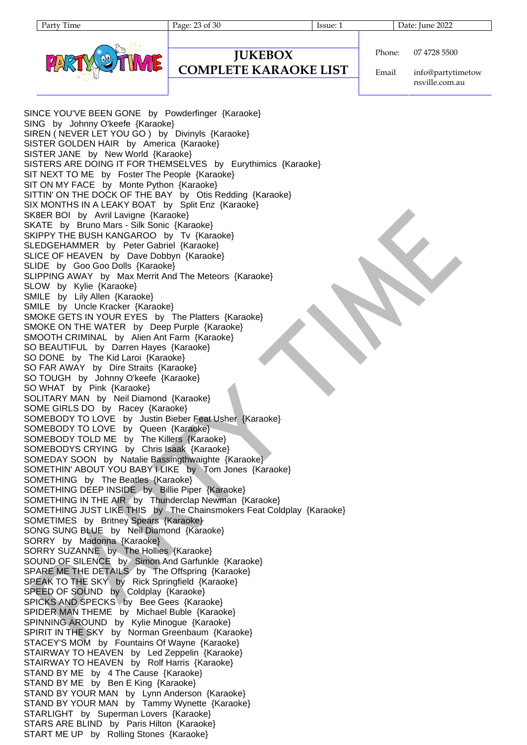SINCE YOU'VE BEEN GONE by Powderfinger {Karaoke}
SING by Johnny O'keefe {Karaoke}
SIREN ( NEVER LET YOU GO ) by Divinyls {Karaoke}
SISTER GOLDEN HAIR by America {Karaoke}
SISTER JANE by New World {Karaoke}
SISTERS ARE DOING IT FOR THEMSELVES by Eurythimics {Karaoke}
SIT NEXT TO ME by Foster The People {Karaoke}
SIT ON MY FACE by Monte Python {Karaoke}
SITTIN' ON THE DOCK OF THE BAY by Otis Redding {Karaoke}
SIX MONTHS IN A LEAKY BOAT by Split Enz {Karaoke}
SK8ER BOI by Avril Lavigne {Karaoke}
SKATE by Bruno Mars - Silk Sonic {Karaoke}
SKIPPY THE BUSH KANGAROO by Tv {Karaoke}
SLEDGEHAMMER by Peter Gabriel {Karaoke}
SLICE OF HEAVEN by Dave Dobbyn {Karaoke}
SLIDE by Goo Goo Dolls {Karaoke}
SLIPPING AWAY by Max Merrit And The Meteors {Karaoke}
SLOW by Kylie {Karaoke}
SMILE by Lily Allen {Karaoke}
SMILE by Uncle Kracker {Karaoke}
SMOKE GETS IN YOUR EYES by The Platters {Karaoke}
SMOKE ON THE WATER by Deep Purple {Karaoke}
SMOOTH CRIMINAL by Alien Ant Farm {Karaoke}
SO BEAUTIFUL by Darren Hayes {Karaoke}
SO DONE by The Kid Laroi {Karaoke}
SO FAR AWAY by Dire Straits {Karaoke}
SO TOUGH by Johnny O'keefe {Karaoke}
SO WHAT by Pink {Karaoke}
SOLITARY MAN by Neil Diamond {Karaoke}
SOME GIRLS DO by Racey {Karaoke}
SOMEBODY TO LOVE by Justin Bieber Feat Usher {Karaoke}
SOMEBODY TO LOVE by Queen {Karaoke}
SOMEBODY TOLD ME by The Killers {Karaoke}
SOMEBODYS CRYING by Chris Isaak {Karaoke}
SOMEDAY SOON by Natalie Bassingthwaighte {Karaoke}
SOMETHIN' ABOUT YOU BABY I LIKE by Tom Jones {Karaoke}
SOMETHING by The Beatles {Karaoke}
SOMETHING DEEP INSIDE by Billie Piper {Karaoke}
SOMETHING IN THE AIR by Thunderclap Newman {Karaoke}
SOMETHING JUST LIKE THIS by The Chainsmokers Feat Coldplay {Karaoke}
SOMETIMES by Britney Spears {Karaoke}
SONG SUNG BLUE by Neil Diamond {Karaoke}
SORRY by Madonna {Karaoke}
SORRY SUZANNE by The Hollies {Karaoke}
SOUND OF SILENCE by Simon And Garfunkle {Karaoke}
SPARE ME THE DETAILS by The Offspring {Karaoke}
SPEAK TO THE SKY by Rick Springfield {Karaoke}
SPEED OF SOUND by Coldplay {Karaoke}
SPICKS AND SPECKS by Bee Gees {Karaoke}
SPIDER MAN THEME by Michael Buble {Karaoke}
SPINNING AROUND by Kylie Minogue {Karaoke}
SPIRIT IN THE SKY by Norman Greenbaum {Karaoke}
STACEY'S MOM by Fountains Of Wayne {Karaoke}
STAIRWAY TO HEAVEN by Led Zeppelin {Karaoke}
STAIRWAY TO HEAVEN by Rolf Harris {Karaoke}
STAND BY ME by 4 The Cause {Karaoke}
STAND BY ME by Ben E King {Karaoke}
STAND BY YOUR MAN by Lynn Anderson {Karaoke}
STAND BY YOUR MAN by Tammy Wynette {Karaoke}
STARLIGHT by Superman Lovers {Karaoke}
STARS ARE BLIND by Paris Hilton {Karaoke}
START ME UP by Rolling Stones {Karaoke}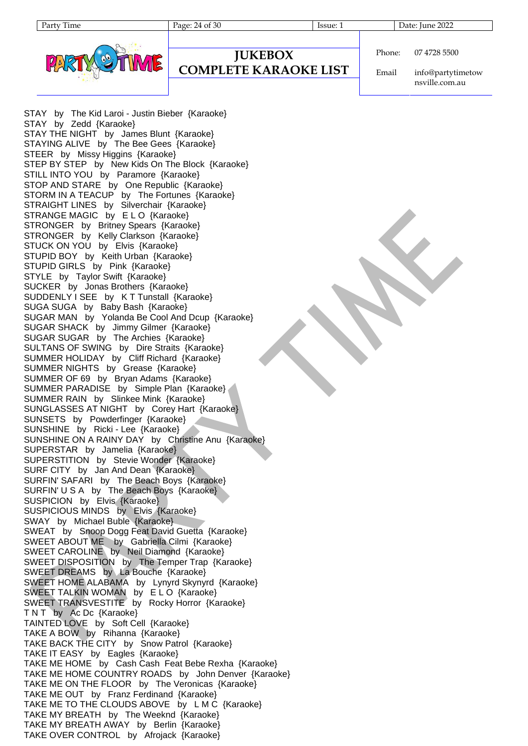STAY by The Kid Laroi - Justin Bieber {Karaoke}
STAY by Zedd {Karaoke}
STAY THE NIGHT by James Blunt {Karaoke}
STAYING ALIVE by The Bee Gees {Karaoke}
STEER by Missy Higgins {Karaoke}
STEP BY STEP by New Kids On The Block {Karaoke}
STILL INTO YOU by Paramore {Karaoke}
STOP AND STARE by One Republic {Karaoke}
STORM IN A TEACUP by The Fortunes {Karaoke}
STRAIGHT LINES by Silverchair {Karaoke}
STRANGE MAGIC by E L O {Karaoke}
STRONGER by Britney Spears {Karaoke}
STRONGER by Kelly Clarkson {Karaoke}
STUCK ON YOU by Elvis {Karaoke}
STUPID BOY by Keith Urban {Karaoke}
STUPID GIRLS by Pink {Karaoke}
STYLE by Taylor Swift {Karaoke}
SUCKER by Jonas Brothers {Karaoke}
SUDDENLY I SEE by K T Tunstall {Karaoke}
SUGA SUGA by Baby Bash {Karaoke}
SUGAR MAN by Yolanda Be Cool And Dcup {Karaoke}
SUGAR SHACK by Jimmy Gilmer {Karaoke}
SUGAR SUGAR by The Archies {Karaoke}
SULTANS OF SWING by Dire Straits {Karaoke}
SUMMER HOLIDAY by Cliff Richard {Karaoke}
SUMMER NIGHTS by Grease {Karaoke}
SUMMER OF 69 by Bryan Adams {Karaoke}
SUMMER PARADISE by Simple Plan {Karaoke}
SUMMER RAIN by Slinkee Mink {Karaoke}
SUNGLASSES AT NIGHT by Corey Hart {Karaoke}
SUNSETS by Powderfinger {Karaoke}
SUNSHINE by Ricki - Lee {Karaoke}
SUNSHINE ON A RAINY DAY by Christine Anu {Karaoke}
SUPERSTAR by Jamelia {Karaoke}
SUPERSTITION by Stevie Wonder {Karaoke}
SURF CITY by Jan And Dean {Karaoke}
SURFIN' SAFARI by The Beach Boys {Karaoke}
SURFIN' U S A by The Beach Boys {Karaoke}
SUSPICION by Elvis {Karaoke}
SUSPICIOUS MINDS by Elvis {Karaoke}
SWAY by Michael Buble {Karaoke}
SWEAT by Snoop Dogg Feat David Guetta {Karaoke}
SWEET ABOUT ME by Gabriella Cilmi {Karaoke}
SWEET CAROLINE by Neil Diamond {Karaoke}
SWEET DISPOSITION by The Temper Trap {Karaoke}
SWEET DREAMS by La Bouche {Karaoke}
SWEET HOME ALABAMA by Lynyrd Skynyrd {Karaoke}
SWEET TALKIN WOMAN by E L O {Karaoke}
SWEET TRANSVESTITE by Rocky Horror {Karaoke}
T N T by Ac Dc {Karaoke}
TAINTED LOVE by Soft Cell {Karaoke}
TAKE A BOW by Rihanna {Karaoke}
TAKE BACK THE CITY by Snow Patrol {Karaoke}
TAKE IT EASY by Eagles {Karaoke}
TAKE ME HOME by Cash Cash Feat Bebe Rexha {Karaoke}
TAKE ME HOME COUNTRY ROADS by John Denver {Karaoke}
TAKE ME ON THE FLOOR by The Veronicas {Karaoke}
TAKE ME OUT by Franz Ferdinand {Karaoke}
TAKE ME TO THE CLOUDS ABOVE by L M C {Karaoke}
TAKE MY BREATH by The Weeknd {Karaoke}
TAKE MY BREATH AWAY by Berlin {Karaoke}
TAKE OVER CONTROL by Afrojack {Karaoke}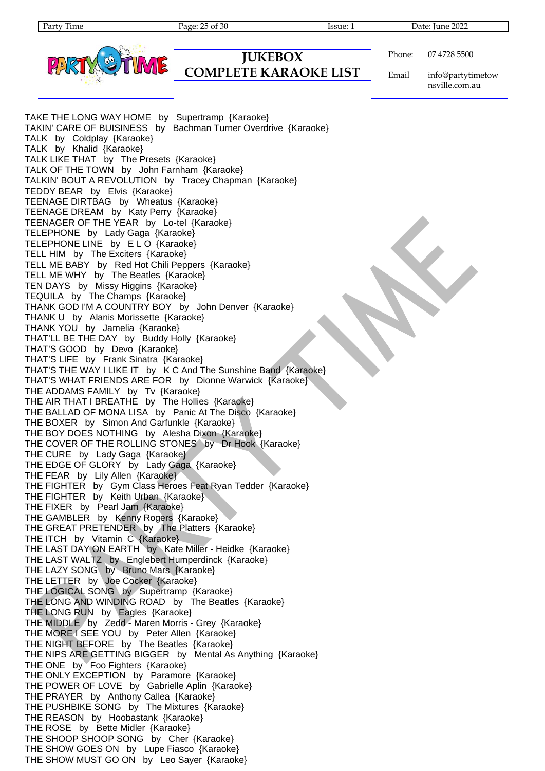TAKE THE LONG WAY HOME by Supertramp {Karaoke}
TAKIN' CARE OF BUISINESS by Bachman Turner Overdrive {Karaoke}
TALK by Coldplay {Karaoke}
TALK by Khalid {Karaoke}
TALK LIKE THAT by The Presets {Karaoke}
TALK OF THE TOWN by John Farnham {Karaoke}
TALKIN' BOUT A REVOLUTION by Tracey Chapman {Karaoke}
TEDDY BEAR by Elvis {Karaoke}
TEENAGE DIRTBAG by Wheatus {Karaoke}
TEENAGE DREAM by Katy Perry {Karaoke}
TEENAGER OF THE YEAR by Lo-tel {Karaoke}
TELEPHONE by Lady Gaga {Karaoke}
TELEPHONE LINE by E L O {Karaoke}
TELL HIM by The Exciters {Karaoke}
TELL ME BABY by Red Hot Chili Peppers {Karaoke}
TELL ME WHY by The Beatles {Karaoke}
TEN DAYS by Missy Higgins {Karaoke}
TEQUILA by The Champs {Karaoke}
THANK GOD I'M A COUNTRY BOY by John Denver {Karaoke}
THANK U by Alanis Morissette {Karaoke}
THANK YOU by Jamelia {Karaoke}
THAT'LL BE THE DAY by Buddy Holly {Karaoke}
THAT'S GOOD by Devo {Karaoke}
THAT'S LIFE by Frank Sinatra {Karaoke}
THAT'S THE WAY I LIKE IT by K C And The Sunshine Band {Karaoke}
THAT'S WHAT FRIENDS ARE FOR by Dionne Warwick {Karaoke}
THE ADDAMS FAMILY by Tv {Karaoke}
THE AIR THAT I BREATHE by The Hollies {Karaoke}
THE BALLAD OF MONA LISA by Panic At The Disco {Karaoke}
THE BOXER by Simon And Garfunkle {Karaoke}
THE BOY DOES NOTHING by Alesha Dixon {Karaoke}
THE COVER OF THE ROLLING STONES by Dr Hook {Karaoke}
THE CURE by Lady Gaga {Karaoke}
THE EDGE OF GLORY by Lady Gaga {Karaoke}
THE FEAR by Lily Allen {Karaoke}
THE FIGHTER by Gym Class Heroes Feat Ryan Tedder {Karaoke}
THE FIGHTER by Keith Urban {Karaoke}
THE FIXER by Pearl Jam {Karaoke}
THE GAMBLER by Kenny Rogers {Karaoke}
THE GREAT PRETENDER by The Platters {Karaoke}
THE ITCH by Vitamin C {Karaoke}
THE LAST DAY ON EARTH by Kate Miller - Heidke {Karaoke}
THE LAST WALTZ by Englebert Humperdinck {Karaoke}
THE LAZY SONG by Bruno Mars {Karaoke}
THE LETTER by Joe Cocker {Karaoke}
THE LOGICAL SONG by Supertramp {Karaoke}
THE LONG AND WINDING ROAD by The Beatles {Karaoke}
THE LONG RUN by Eagles {Karaoke}
THE MIDDLE by Zedd - Maren Morris - Grey {Karaoke}
THE MORE I SEE YOU by Peter Allen {Karaoke}
THE NIGHT BEFORE by The Beatles {Karaoke}
THE NIPS ARE GETTING BIGGER by Mental As Anything {Karaoke}
THE ONE by Foo Fighters {Karaoke}
THE ONLY EXCEPTION by Paramore {Karaoke}
THE POWER OF LOVE by Gabrielle Aplin {Karaoke}
THE PRAYER by Anthony Callea {Karaoke}
THE PUSHBIKE SONG by The Mixtures {Karaoke}
THE REASON by Hoobastank {Karaoke}
THE ROSE by Bette Midler {Karaoke}
THE SHOOP SHOOP SONG by Cher {Karaoke}
THE SHOW GOES ON by Lupe Fiasco {Karaoke}
THE SHOW MUST GO ON by Leo Sayer {Karaoke}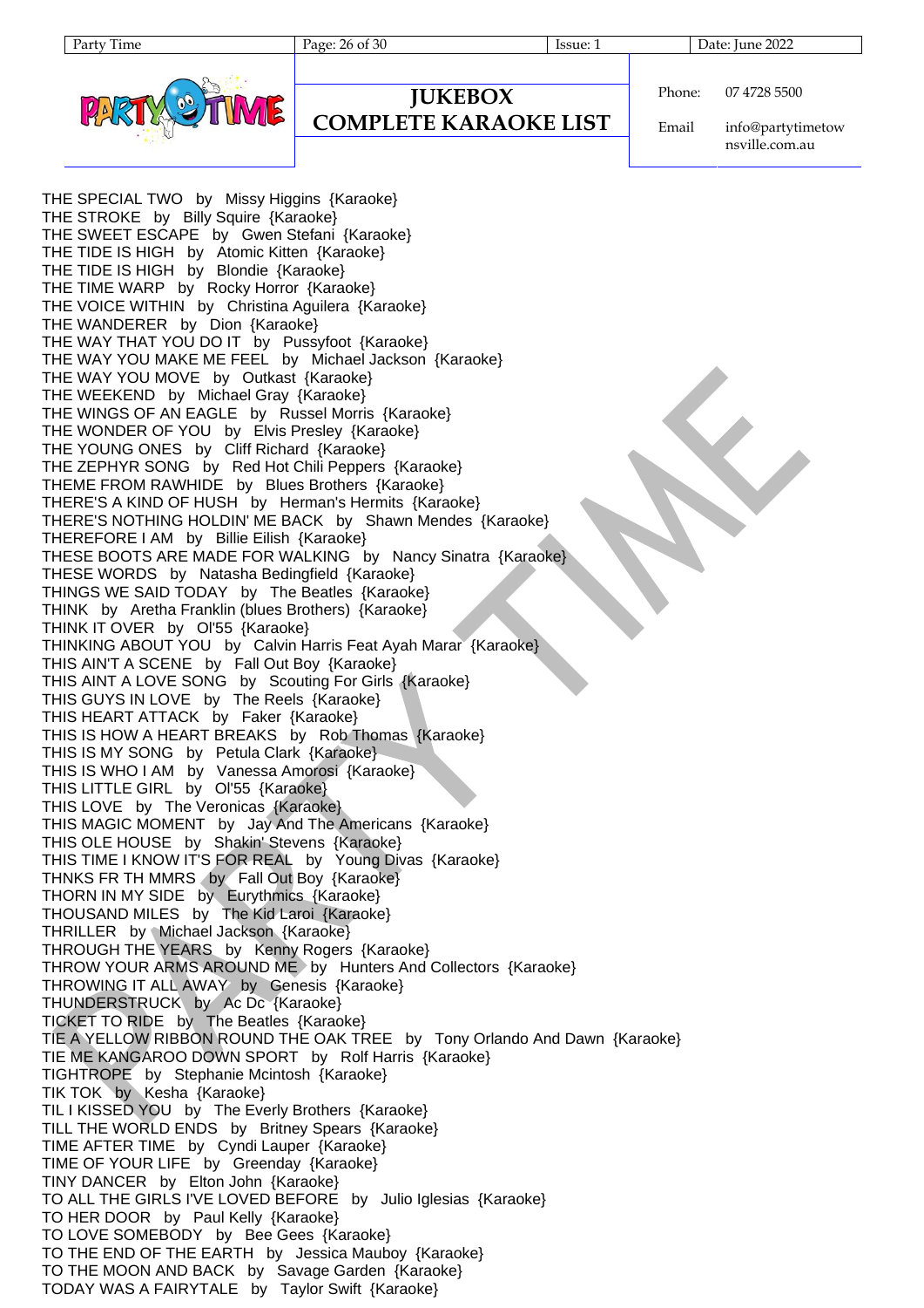# JUKEBOX COMPLETE KARAOKE LIST

Phone: 07 4728 5500

Email: info@partytimetownsville.com.au

THE SPECIAL TWO by Missy Higgins {Karaoke}
THE STROKE by Billy Squire {Karaoke}
THE SWEET ESCAPE by Gwen Stefani {Karaoke}
THE TIDE IS HIGH by Atomic Kitten {Karaoke}
THE TIDE IS HIGH by Blondie {Karaoke}
THE TIME WARP by Rocky Horror {Karaoke}
THE VOICE WITHIN by Christina Aguilera {Karaoke}
THE WANDERER by Dion {Karaoke}
THE WAY THAT YOU DO IT by Pussyfoot {Karaoke}
THE WAY YOU MAKE ME FEEL by Michael Jackson {Karaoke}
THE WAY YOU MOVE by Outkast {Karaoke}
THE WEEKEND by Michael Gray {Karaoke}
THE WINGS OF AN EAGLE by Russel Morris {Karaoke}
THE WONDER OF YOU by Elvis Presley {Karaoke}
THE YOUNG ONES by Cliff Richard {Karaoke}
THE ZEPHYR SONG by Red Hot Chili Peppers {Karaoke}
THEME FROM RAWHIDE by Blues Brothers {Karaoke}
THERE'S A KIND OF HUSH by Herman's Hermits {Karaoke}
THERE'S NOTHING HOLDIN' ME BACK by Shawn Mendes {Karaoke}
THEREFORE I AM by Billie Eilish {Karaoke}
THESE BOOTS ARE MADE FOR WALKING by Nancy Sinatra {Karaoke}
THESE WORDS by Natasha Bedingfield {Karaoke}
THINGS WE SAID TODAY by The Beatles {Karaoke}
THINK by Aretha Franklin (blues Brothers) {Karaoke}
THINK IT OVER by Ol'55 {Karaoke}
THINKING ABOUT YOU by Calvin Harris Feat Ayah Marar {Karaoke}
THIS AIN'T A SCENE by Fall Out Boy {Karaoke}
THIS AINT A LOVE SONG by Scouting For Girls {Karaoke}
THIS GUYS IN LOVE by The Reels {Karaoke}
THIS HEART ATTACK by Faker {Karaoke}
THIS IS HOW A HEART BREAKS by Rob Thomas {Karaoke}
THIS IS MY SONG by Petula Clark {Karaoke}
THIS IS WHO I AM by Vanessa Amorosi {Karaoke}
THIS LITTLE GIRL by Ol'55 {Karaoke}
THIS LOVE by The Veronicas {Karaoke}
THIS MAGIC MOMENT by Jay And The Americans {Karaoke}
THIS OLE HOUSE by Shakin' Stevens {Karaoke}
THIS TIME I KNOW IT'S FOR REAL by Young Divas {Karaoke}
THNKS FR TH MMRS by Fall Out Boy {Karaoke}
THORN IN MY SIDE by Eurythmics {Karaoke}
THOUSAND MILES by The Kid Laroi {Karaoke}
THRILLER by Michael Jackson {Karaoke}
THROUGH THE YEARS by Kenny Rogers {Karaoke}
THROW YOUR ARMS AROUND ME by Hunters And Collectors {Karaoke}
THROWING IT ALL AWAY by Genesis {Karaoke}
THUNDERSTRUCK by Ac Dc {Karaoke}
TICKET TO RIDE by The Beatles {Karaoke}
TIE A YELLOW RIBBON ROUND THE OAK TREE by Tony Orlando And Dawn {Karaoke}
TIE ME KANGAROO DOWN SPORT by Rolf Harris {Karaoke}
TIGHTROPE by Stephanie Mcintosh {Karaoke}
TIK TOK by Kesha {Karaoke}
TIL I KISSED YOU by The Everly Brothers {Karaoke}
TILL THE WORLD ENDS by Britney Spears {Karaoke}
TIME AFTER TIME by Cyndi Lauper {Karaoke}
TIME OF YOUR LIFE by Greenday {Karaoke}
TINY DANCER by Elton John {Karaoke}
TO ALL THE GIRLS I'VE LOVED BEFORE by Julio Iglesias {Karaoke}
TO HER DOOR by Paul Kelly {Karaoke}
TO LOVE SOMEBODY by Bee Gees {Karaoke}
TO THE END OF THE EARTH by Jessica Mauboy {Karaoke}
TO THE MOON AND BACK by Savage Garden {Karaoke}
TODAY WAS A FAIRYTALE by Taylor Swift {Karaoke}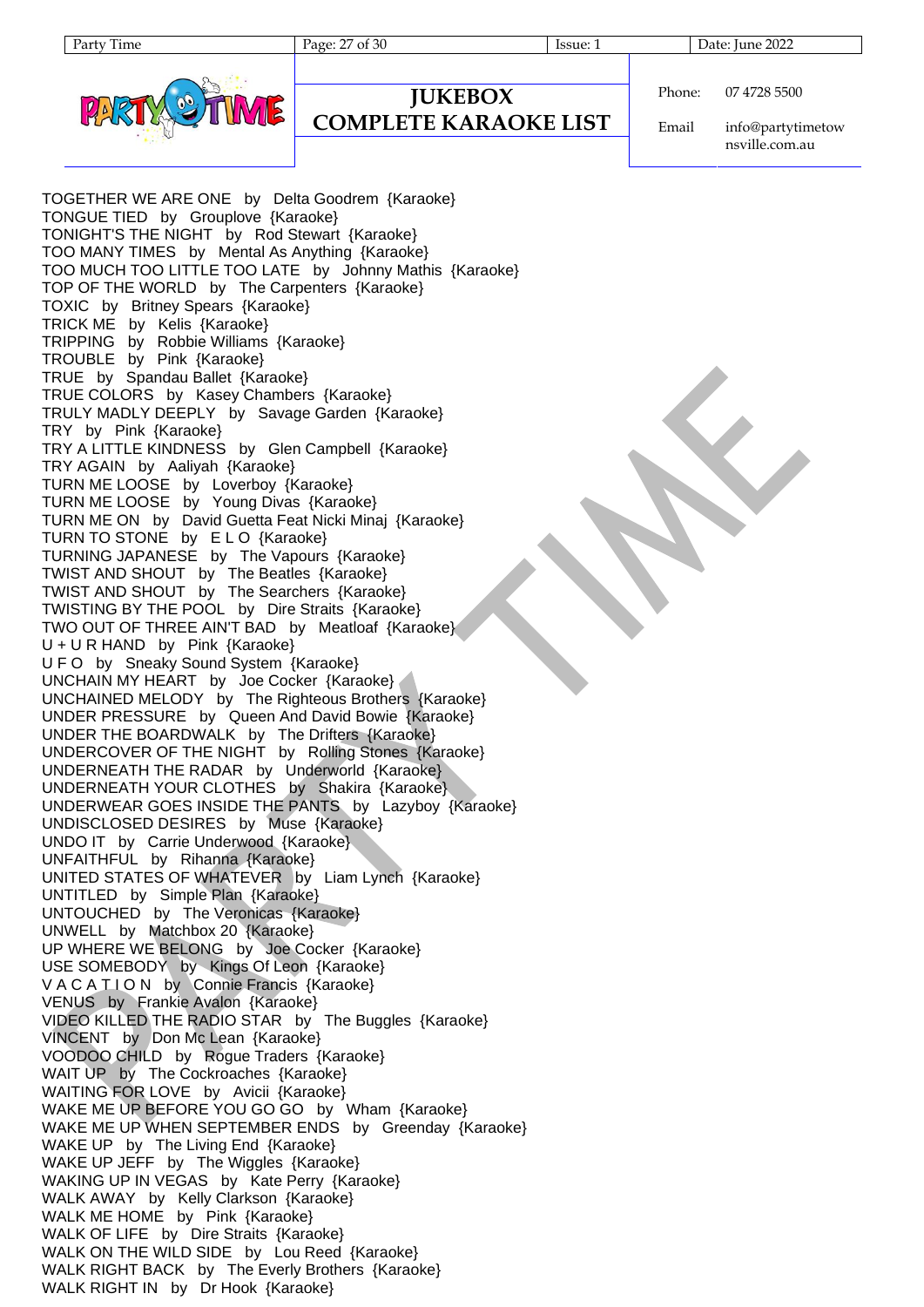TOGETHER WE ARE ONE by Delta Goodrem {Karaoke}
TONGUE TIED by Grouplove {Karaoke}
TONIGHT'S THE NIGHT by Rod Stewart {Karaoke}
TOO MANY TIMES by Mental As Anything {Karaoke}
TOO MUCH TOO LITTLE TOO LATE by Johnny Mathis {Karaoke}
TOP OF THE WORLD by The Carpenters {Karaoke}
TOXIC by Britney Spears {Karaoke}
TRICK ME by Kelis {Karaoke}
TRIPPING by Robbie Williams {Karaoke}
TROUBLE by Pink {Karaoke}
TRUE by Spandau Ballet {Karaoke}
TRUE COLORS by Kasey Chambers {Karaoke}
TRULY MADLY DEEPLY by Savage Garden {Karaoke}
TRY by Pink {Karaoke}
TRY A LITTLE KINDNESS by Glen Campbell {Karaoke}
TRY AGAIN by Aaliyah {Karaoke}
TURN ME LOOSE by Loverboy {Karaoke}
TURN ME LOOSE by Young Divas {Karaoke}
TURN ME ON by David Guetta Feat Nicki Minaj {Karaoke}
TURN TO STONE by E L O {Karaoke}
TURNING JAPANESE by The Vapours {Karaoke}
TWIST AND SHOUT by The Beatles {Karaoke}
TWIST AND SHOUT by The Searchers {Karaoke}
TWISTING BY THE POOL by Dire Straits {Karaoke}
TWO OUT OF THREE AIN'T BAD by Meatloaf {Karaoke}
U + U R HAND by Pink {Karaoke}
U F O by Sneaky Sound System {Karaoke}
UNCHAIN MY HEART by Joe Cocker {Karaoke}
UNCHAINED MELODY by The Righteous Brothers {Karaoke}
UNDER PRESSURE by Queen And David Bowie {Karaoke}
UNDER THE BOARDWALK by The Drifters {Karaoke}
UNDERCOVER OF THE NIGHT by Rolling Stones {Karaoke}
UNDERNEATH THE RADAR by Underworld {Karaoke}
UNDERNEATH YOUR CLOTHES by Shakira {Karaoke}
UNDERWEAR GOES INSIDE THE PANTS by Lazyboy {Karaoke}
UNDISCLOSED DESIRES by Muse {Karaoke}
UNDO IT by Carrie Underwood {Karaoke}
UNFAITHFUL by Rihanna {Karaoke}
UNITED STATES OF WHATEVER by Liam Lynch {Karaoke}
UNTITLED by Simple Plan {Karaoke}
UNTOUCHED by The Veronicas {Karaoke}
UNWELL by Matchbox 20 {Karaoke}
UP WHERE WE BELONG by Joe Cocker {Karaoke}
USE SOMEBODY by Kings Of Leon {Karaoke}
V A C A T I O N by Connie Francis {Karaoke}
VENUS by Frankie Avalon {Karaoke}
VIDEO KILLED THE RADIO STAR by The Buggles {Karaoke}
VINCENT by Don Mc Lean {Karaoke}
VOODOO CHILD by Rogue Traders {Karaoke}
WAIT UP by The Cockroaches {Karaoke}
WAITING FOR LOVE by Avicii {Karaoke}
WAKE ME UP BEFORE YOU GO GO by Wham {Karaoke}
WAKE ME UP WHEN SEPTEMBER ENDS by Greenday {Karaoke}
WAKE UP by The Living End {Karaoke}
WAKE UP JEFF by The Wiggles {Karaoke}
WAKING UP IN VEGAS by Kate Perry {Karaoke}
WALK AWAY by Kelly Clarkson {Karaoke}
WALK ME HOME by Pink {Karaoke}
WALK OF LIFE by Dire Straits {Karaoke}
WALK ON THE WILD SIDE by Lou Reed {Karaoke}
WALK RIGHT BACK by The Everly Brothers {Karaoke}
WALK RIGHT IN by Dr Hook {Karaoke}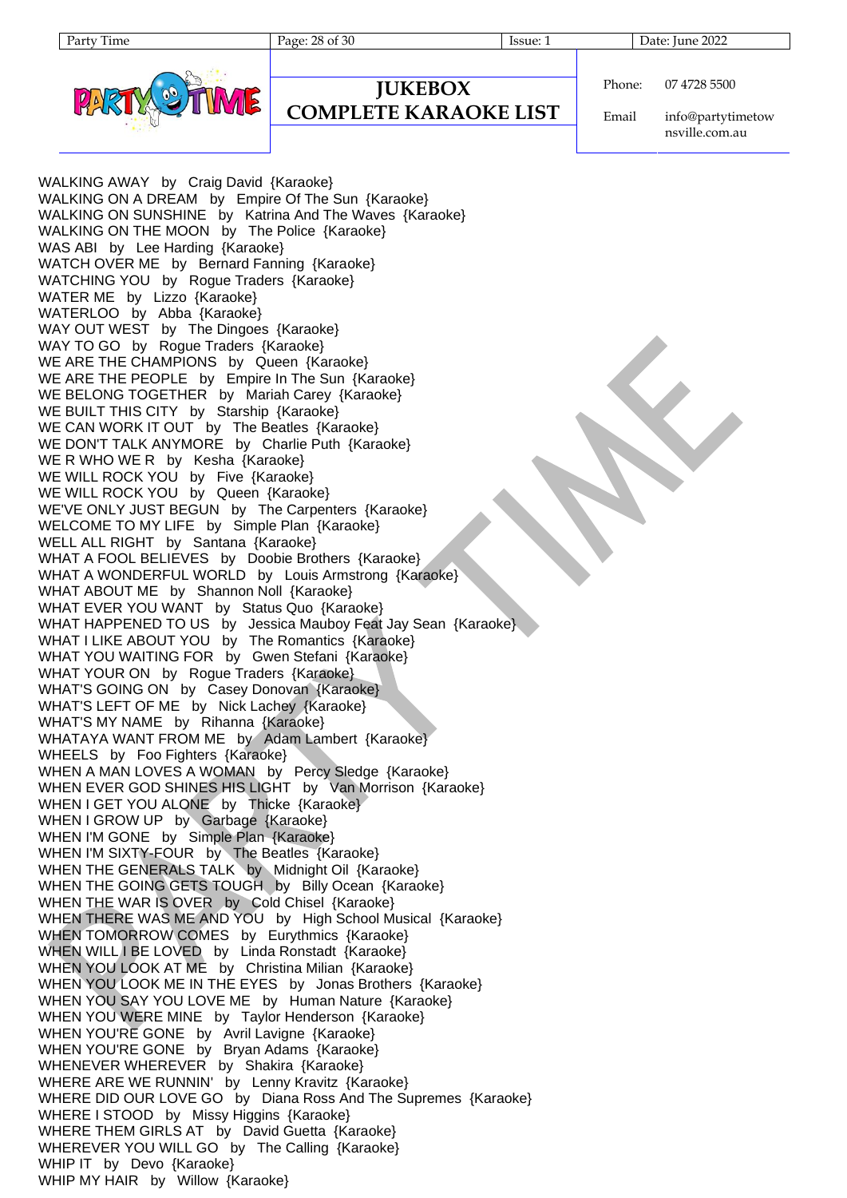WALKING AWAY by Craig David {Karaoke}
WALKING ON A DREAM by Empire Of The Sun {Karaoke}
WALKING ON SUNSHINE by Katrina And The Waves {Karaoke}
WALKING ON THE MOON by The Police {Karaoke}
WAS ABI by Lee Harding {Karaoke}
WATCH OVER ME by Bernard Fanning {Karaoke}
WATCHING YOU by Rogue Traders {Karaoke}
WATER ME by Lizzo {Karaoke}
WATERLOO by Abba {Karaoke}
WAY OUT WEST by The Dingoes {Karaoke}
WAY TO GO by Rogue Traders {Karaoke}
WE ARE THE CHAMPIONS by Queen {Karaoke}
WE ARE THE PEOPLE by Empire In The Sun {Karaoke}
WE BELONG TOGETHER by Mariah Carey {Karaoke}
WE BUILT THIS CITY by Starship {Karaoke}
WE CAN WORK IT OUT by The Beatles {Karaoke}
WE DON'T TALK ANYMORE by Charlie Puth {Karaoke}
WE R WHO WE R by Kesha {Karaoke}
WE WILL ROCK YOU by Five {Karaoke}
WE WILL ROCK YOU by Queen {Karaoke}
WE'VE ONLY JUST BEGUN by The Carpenters {Karaoke}
WELCOME TO MY LIFE by Simple Plan {Karaoke}
WELL ALL RIGHT by Santana {Karaoke}
WHAT A FOOL BELIEVES by Doobie Brothers {Karaoke}
WHAT A WONDERFUL WORLD by Louis Armstrong {Karaoke}
WHAT ABOUT ME by Shannon Noll {Karaoke}
WHAT EVER YOU WANT by Status Quo {Karaoke}
WHAT HAPPENED TO US by Jessica Mauboy Feat Jay Sean {Karaoke}
WHAT I LIKE ABOUT YOU by The Romantics {Karaoke}
WHAT YOU WAITING FOR by Gwen Stefani {Karaoke}
WHAT YOUR ON by Rogue Traders {Karaoke}
WHAT'S GOING ON by Casey Donovan {Karaoke}
WHAT'S LEFT OF ME by Nick Lachey {Karaoke}
WHAT'S MY NAME by Rihanna {Karaoke}
WHATAYA WANT FROM ME by Adam Lambert {Karaoke}
WHEELS by Foo Fighters {Karaoke}
WHEN A MAN LOVES A WOMAN by Percy Sledge {Karaoke}
WHEN EVER GOD SHINES HIS LIGHT by Van Morrison {Karaoke}
WHEN I GET YOU ALONE by Thicke {Karaoke}
WHEN I GROW UP by Garbage {Karaoke}
WHEN I'M GONE by Simple Plan {Karaoke}
WHEN I'M SIXTY-FOUR by The Beatles {Karaoke}
WHEN THE GENERALS TALK by Midnight Oil {Karaoke}
WHEN THE GOING GETS TOUGH by Billy Ocean {Karaoke}
WHEN THE WAR IS OVER by Cold Chisel {Karaoke}
WHEN THERE WAS ME AND YOU by High School Musical {Karaoke}
WHEN TOMORROW COMES by Eurythmics {Karaoke}
WHEN WILL I BE LOVED by Linda Ronstadt {Karaoke}
WHEN YOU LOOK AT ME by Christina Milian {Karaoke}
WHEN YOU LOOK ME IN THE EYES by Jonas Brothers {Karaoke}
WHEN YOU SAY YOU LOVE ME by Human Nature {Karaoke}
WHEN YOU WERE MINE by Taylor Henderson {Karaoke}
WHEN YOU'RE GONE by Avril Lavigne {Karaoke}
WHEN YOU'RE GONE by Bryan Adams {Karaoke}
WHENEVER WHEREVER by Shakira {Karaoke}
WHERE ARE WE RUNNIN' by Lenny Kravitz {Karaoke}
WHERE DID OUR LOVE GO by Diana Ross And The Supremes {Karaoke}
WHERE I STOOD by Missy Higgins {Karaoke}
WHERE THEM GIRLS AT by David Guetta {Karaoke}
WHEREVER YOU WILL GO by The Calling {Karaoke}
WHIP IT by Devo {Karaoke}
WHIP MY HAIR by Willow {Karaoke}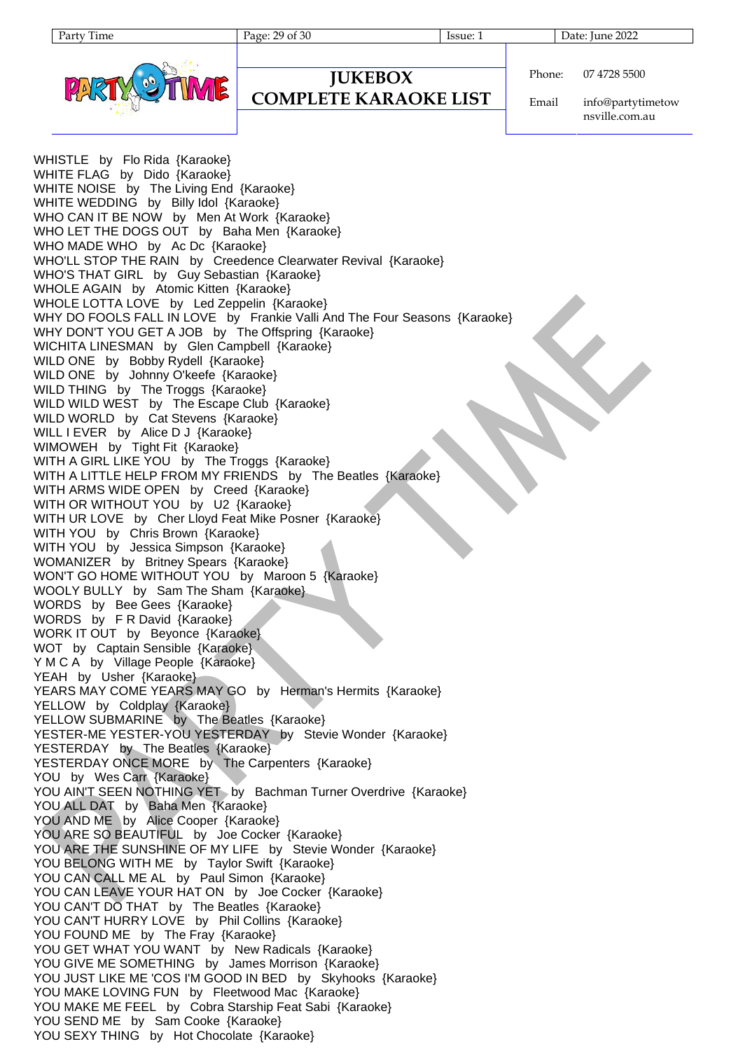WHISTLE by Flo Rida {Karaoke}
WHITE FLAG by Dido {Karaoke}
WHITE NOISE by The Living End {Karaoke}
WHITE WEDDING by Billy Idol {Karaoke}
WHO CAN IT BE NOW by Men At Work {Karaoke}
WHO LET THE DOGS OUT by Baha Men {Karaoke}
WHO MADE WHO by Ac Dc {Karaoke}
WHO'LL STOP THE RAIN by Creedence Clearwater Revival {Karaoke}
WHO'S THAT GIRL by Guy Sebastian {Karaoke}
WHOLE AGAIN by Atomic Kitten {Karaoke}
WHOLE LOTTA LOVE by Led Zeppelin {Karaoke}
WHY DO FOOLS FALL IN LOVE by Frankie Valli And The Four Seasons {Karaoke}
WHY DON'T YOU GET A JOB by The Offspring {Karaoke}
WICHITA LINESMAN by Glen Campbell {Karaoke}
WILD ONE by Bobby Rydell {Karaoke}
WILD ONE by Johnny O'keefe {Karaoke}
WILD THING by The Troggs {Karaoke}
WILD WILD WEST by The Escape Club {Karaoke}
WILD WORLD by Cat Stevens {Karaoke}
WILL I EVER by Alice D J {Karaoke}
WIMOWEH by Tight Fit {Karaoke}
WITH A GIRL LIKE YOU by The Troggs {Karaoke}
WITH A LITTLE HELP FROM MY FRIENDS by The Beatles {Karaoke}
WITH ARMS WIDE OPEN by Creed {Karaoke}
WITH OR WITHOUT YOU by U2 {Karaoke}
WITH UR LOVE by Cher Lloyd Feat Mike Posner {Karaoke}
WITH YOU by Chris Brown {Karaoke}
WITH YOU by Jessica Simpson {Karaoke}
WOMANIZER by Britney Spears {Karaoke}
WON'T GO HOME WITHOUT YOU by Maroon 5 {Karaoke}
WOOLY BULLY by Sam The Sham {Karaoke}
WORDS by Bee Gees {Karaoke}
WORDS by F R David {Karaoke}
WORK IT OUT by Beyonce {Karaoke}
WOT by Captain Sensible {Karaoke}
Y M C A by Village People {Karaoke}
YEAH by Usher {Karaoke}
YEARS MAY COME YEARS MAY GO by Herman's Hermits {Karaoke}
YELLOW by Coldplay {Karaoke}
YELLOW SUBMARINE by The Beatles {Karaoke}
YESTER-ME YESTER-YOU YESTERDAY by Stevie Wonder {Karaoke}
YESTERDAY by The Beatles {Karaoke}
YESTERDAY ONCE MORE by The Carpenters {Karaoke}
YOU by Wes Carr {Karaoke}
YOU AIN'T SEEN NOTHING YET by Bachman Turner Overdrive {Karaoke}
YOU ALL DAT by Baha Men {Karaoke}
YOU AND ME by Alice Cooper {Karaoke}
YOU ARE SO BEAUTIFUL by Joe Cocker {Karaoke}
YOU ARE THE SUNSHINE OF MY LIFE by Stevie Wonder {Karaoke}
YOU BELONG WITH ME by Taylor Swift {Karaoke}
YOU CAN CALL ME AL by Paul Simon {Karaoke}
YOU CAN LEAVE YOUR HAT ON by Joe Cocker {Karaoke}
YOU CAN'T DO THAT by The Beatles {Karaoke}
YOU CAN'T HURRY LOVE by Phil Collins {Karaoke}
YOU FOUND ME by The Fray {Karaoke}
YOU GET WHAT YOU WANT by New Radicals {Karaoke}
YOU GIVE ME SOMETHING by James Morrison {Karaoke}
YOU JUST LIKE ME 'COS I'M GOOD IN BED by Skyhooks {Karaoke}
YOU MAKE LOVING FUN by Fleetwood Mac {Karaoke}
YOU MAKE ME FEEL by Cobra Starship Feat Sabi {Karaoke}
YOU SEND ME by Sam Cooke {Karaoke}
YOU SEXY THING by Hot Chocolate {Karaoke}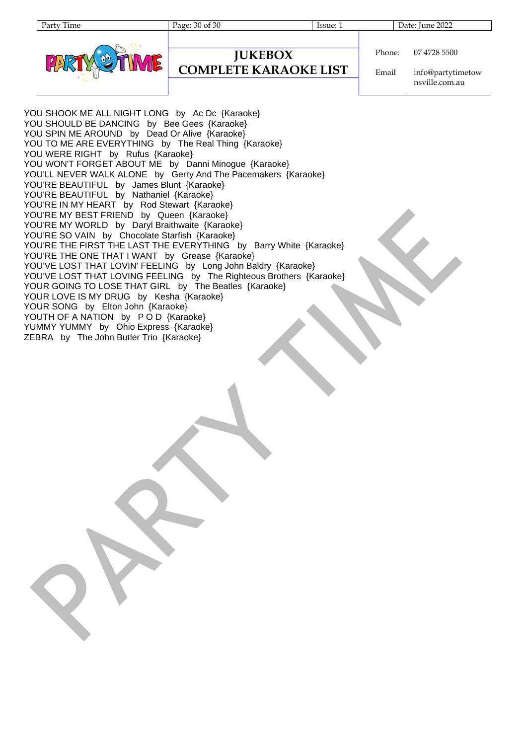YOU SHOOK ME ALL NIGHT LONG by Ac Dc {Karaoke}
YOU SHOULD BE DANCING by Bee Gees {Karaoke}
YOU SPIN ME AROUND by Dead Or Alive {Karaoke}
YOU TO ME ARE EVERYTHING by The Real Thing {Karaoke}
YOU WERE RIGHT by Rufus {Karaoke}
YOU WON'T FORGET ABOUT ME by Danni Minogue {Karaoke}
YOU'LL NEVER WALK ALONE by Gerry And The Pacemakers {Karaoke}
YOU'RE BEAUTIFUL by James Blunt {Karaoke}
YOU'RE BEAUTIFUL by Nathaniel {Karaoke}
YOU'RE IN MY HEART by Rod Stewart {Karaoke}
YOU'RE MY BEST FRIEND by Queen {Karaoke}
YOU'RE MY WORLD by Daryl Braithwaite {Karaoke}
YOU'RE SO VAIN by Chocolate Starfish {Karaoke}
YOU'RE THE FIRST THE LAST THE EVERYTHING by Barry White {Karaoke}
YOU'RE THE ONE THAT I WANT by Grease {Karaoke}
YOU'VE LOST THAT LOVIN' FEELING by Long John Baldry {Karaoke}
YOU'VE LOST THAT LOVING FEELING by The Righteous Brothers {Karaoke}
YOUR GOING TO LOSE THAT GIRL by The Beatles {Karaoke}
YOUR LOVE IS MY DRUG by Kesha {Karaoke}
YOUR SONG by Elton John {Karaoke}
YOUTH OF A NATION by P O D {Karaoke}
YUMMY YUMMY by Ohio Express {Karaoke}
ZEBRA by The John Butler Trio {Karaoke}